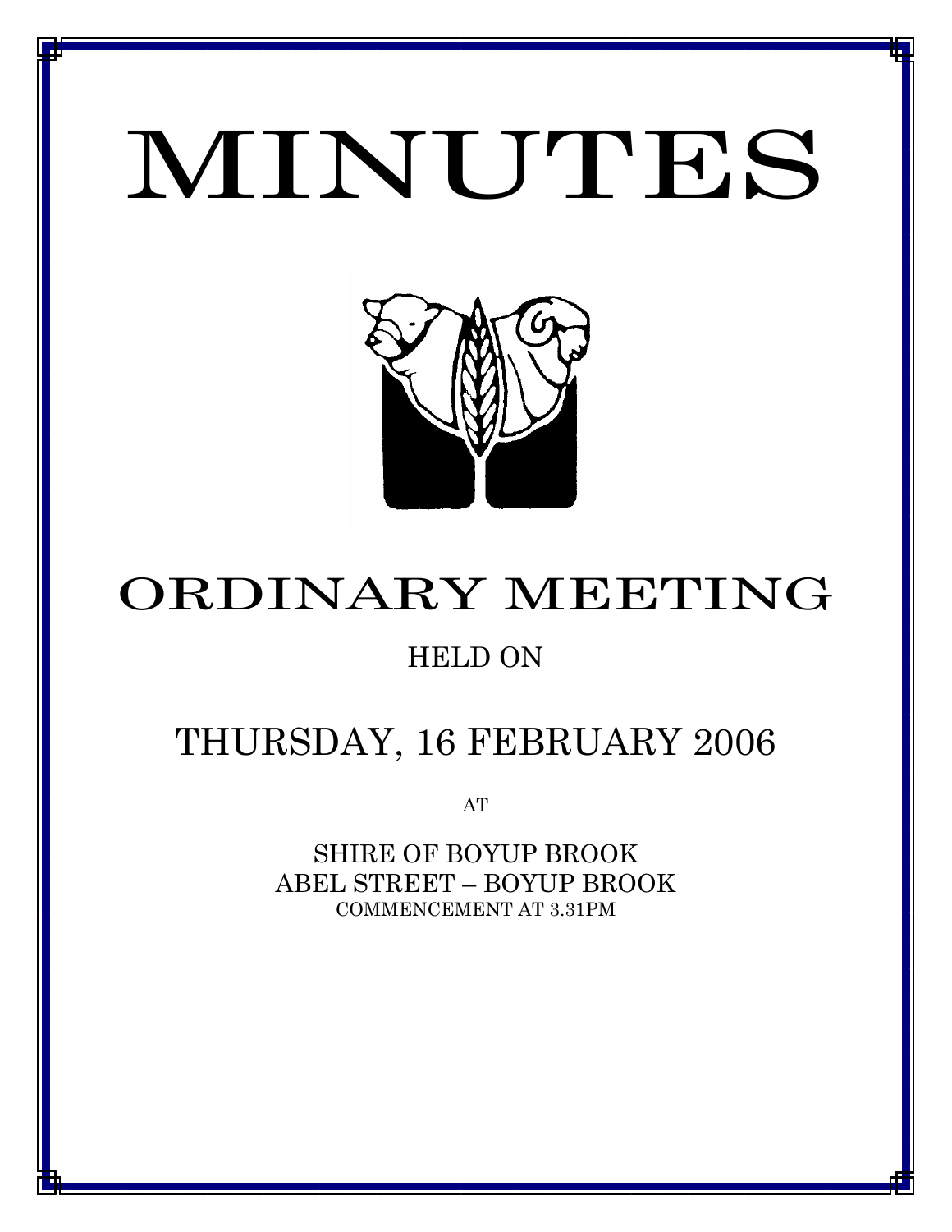# MINUTES

# ORDINARY MEETING

HELD ON

## THURSDAY, 16 FEBRUARY 2006

AT

SHIRE OF BOYUP BROOK
ABEL STREET – BOYUP BROOK
COMMENCEMENT AT 3.31PM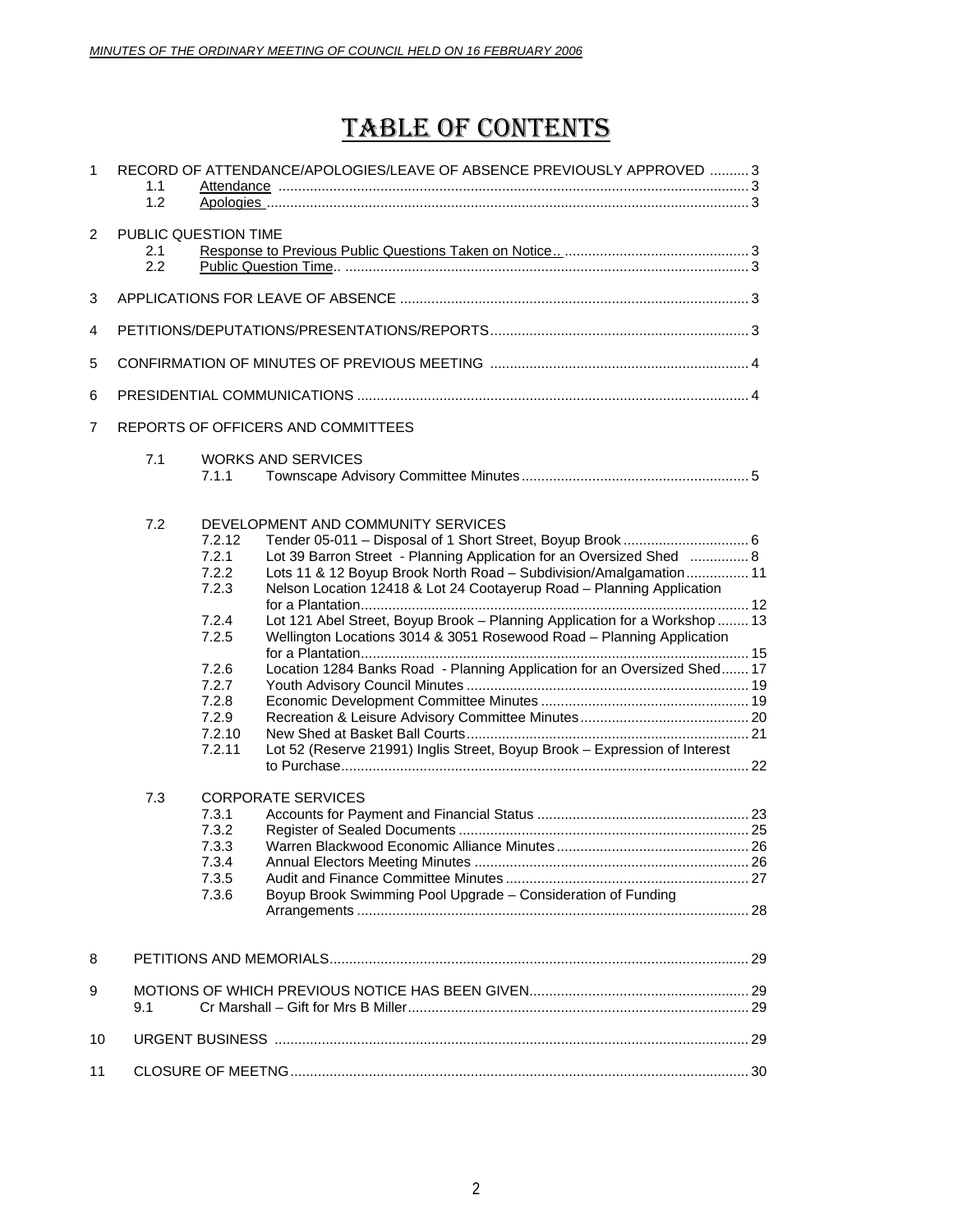# TABLE OF CONTENTS

1 RECORD OF ATTENDANCE/APOLOGIES/LEAVE OF ABSENCE PREVIOUSLY APPROVED .......... 3
   - 1.1 Attendance ....... 3
   - 1.2 Apologies ....... 3

2 PUBLIC QUESTION TIME
   - 2.1 Response to Previous Public Questions Taken on Notice.. ....... 3
   - 2.2 Public Question Time.. ....... 3

3 APPLICATIONS FOR LEAVE OF ABSENCE ....... 3

4 PETITIONS/DEPUTATIONS/PRESENTATIONS/REPORTS ....... 3

5 CONFIRMATION OF MINUTES OF PREVIOUS MEETING ....... 4

6 PRESIDENTIAL COMMUNICATIONS ....... 4

7 REPORTS OF OFFICERS AND COMMITTEES

   - 7.1 WORKS AND SERVICES
     - 7.1.1 Townscape Advisory Committee Minutes ....... 5

   - 7.2 DEVELOPMENT AND COMMUNITY SERVICES
     - 7.2.12 Tender 05-011 – Disposal of 1 Short Street, Boyup Brook ....... 6
     - 7.2.1 Lot 39 Barron Street - Planning Application for an Oversized Shed ....... 8
     - 7.2.2 Lots 11 & 12 Boyup Brook North Road – Subdivision/Amalgamation ....... 11
     - 7.2.3 Nelson Location 12418 & Lot 24 Cootayerup Road – Planning Application for a Plantation ....... 12
     - 7.2.4 Lot 121 Abel Street, Boyup Brook – Planning Application for a Workshop ....... 13
     - 7.2.5 Wellington Locations 3014 & 3051 Rosewood Road – Planning Application for a Plantation ....... 15
     - 7.2.6 Location 1284 Banks Road - Planning Application for an Oversized Shed ....... 17
     - 7.2.7 Youth Advisory Council Minutes ....... 19
     - 7.2.8 Economic Development Committee Minutes ....... 19
     - 7.2.9 Recreation & Leisure Advisory Committee Minutes ....... 20
     - 7.2.10 New Shed at Basket Ball Courts ....... 21
     - 7.2.11 Lot 52 (Reserve 21991) Inglis Street, Boyup Brook – Expression of Interest to Purchase ....... 22

   - 7.3 CORPORATE SERVICES
     - 7.3.1 Accounts for Payment and Financial Status ....... 23
     - 7.3.2 Register of Sealed Documents ....... 25
     - 7.3.3 Warren Blackwood Economic Alliance Minutes ....... 26
     - 7.3.4 Annual Electors Meeting Minutes ....... 26
     - 7.3.5 Audit and Finance Committee Minutes ....... 27
     - 7.3.6 Boyup Brook Swimming Pool Upgrade – Consideration of Funding Arrangements ....... 28

8 PETITIONS AND MEMORIALS ....... 29

9 MOTIONS OF WHICH PREVIOUS NOTICE HAS BEEN GIVEN ....... 29
   - 9.1 Cr Marshall – Gift for Mrs B Miller ....... 29

10 URGENT BUSINESS ....... 29

11 CLOSURE OF MEETNG ....... 30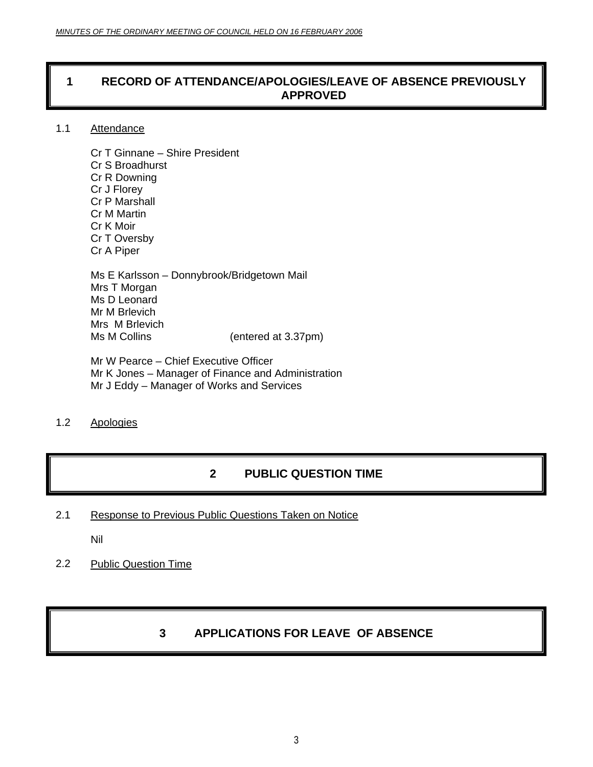# 1 RECORD OF ATTENDANCE/APOLOGIES/LEAVE OF ABSENCE PREVIOUSLY APPROVED

1.1 Attendance

Cr T Ginnane – Shire President
Cr S Broadhurst
Cr R Downing
Cr J Florey
Cr P Marshall
Cr M Martin
Cr K Moir
Cr T Oversby
Cr A Piper

Ms E Karlsson – Donnybrook/Bridgetown Mail
Mrs T Morgan
Ms D Leonard
Mr M Brlevich
Mrs M Brlevich
Ms M Collins (entered at 3.37pm)

Mr W Pearce – Chief Executive Officer
Mr K Jones – Manager of Finance and Administration
Mr J Eddy – Manager of Works and Services

1.2 Apologies

# 2 PUBLIC QUESTION TIME

2.1 Response to Previous Public Questions Taken on Notice

Nil

2.2 Public Question Time

# 3 APPLICATIONS FOR LEAVE OF ABSENCE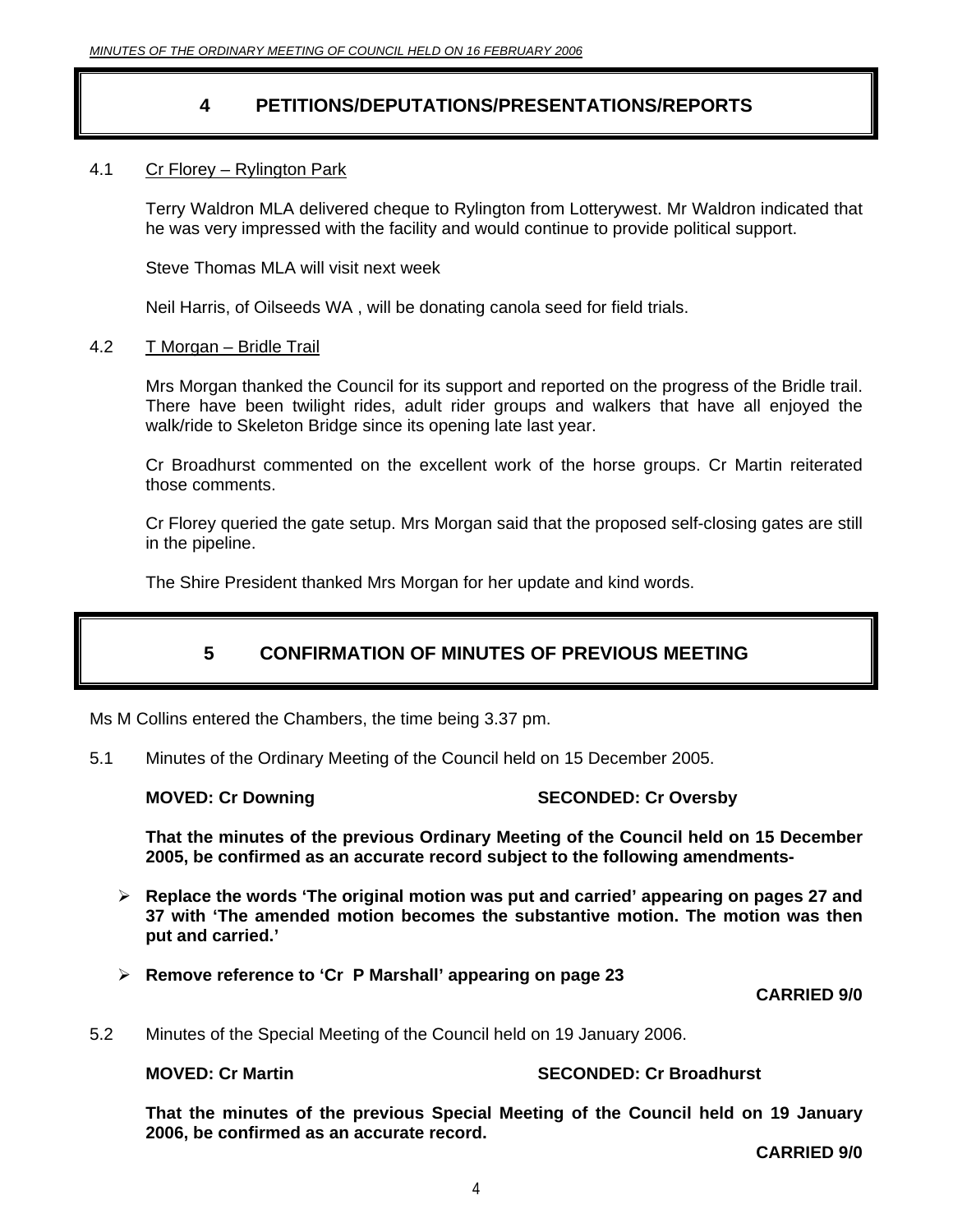# 4 PETITIONS/DEPUTATIONS/PRESENTATIONS/REPORTS

4.1 Cr Florey – Rylington Park

Terry Waldron MLA delivered cheque to Rylington from Lotterywest. Mr Waldron indicated that he was very impressed with the facility and would continue to provide political support.

Steve Thomas MLA will visit next week

Neil Harris, of Oilseeds WA , will be donating canola seed for field trials.

4.2 T Morgan – Bridle Trail

Mrs Morgan thanked the Council for its support and reported on the progress of the Bridle trail. There have been twilight rides, adult rider groups and walkers that have all enjoyed the walk/ride to Skeleton Bridge since its opening late last year.

Cr Broadhurst commented on the excellent work of the horse groups. Cr Martin reiterated those comments.

Cr Florey queried the gate setup. Mrs Morgan said that the proposed self-closing gates are still in the pipeline.

The Shire President thanked Mrs Morgan for her update and kind words.

# 5 CONFIRMATION OF MINUTES OF PREVIOUS MEETING

Ms M Collins entered the Chambers, the time being 3.37 pm.

5.1 Minutes of the Ordinary Meeting of the Council held on 15 December 2005.

**MOVED: Cr Downing SECONDED: Cr Oversby**

**That the minutes of the previous Ordinary Meeting of the Council held on 15 December 2005, be confirmed as an accurate record subject to the following amendments-**

- **Replace the words 'The original motion was put and carried' appearing on pages 27 and 37 with 'The amended motion becomes the substantive motion. The motion was then put and carried.'**
- **Remove reference to 'Cr P Marshall' appearing on page 23**

**CARRIED 9/0**

5.2 Minutes of the Special Meeting of the Council held on 19 January 2006.

**MOVED: Cr Martin SECONDED: Cr Broadhurst**

**That the minutes of the previous Special Meeting of the Council held on 19 January 2006, be confirmed as an accurate record.**

**CARRIED 9/0**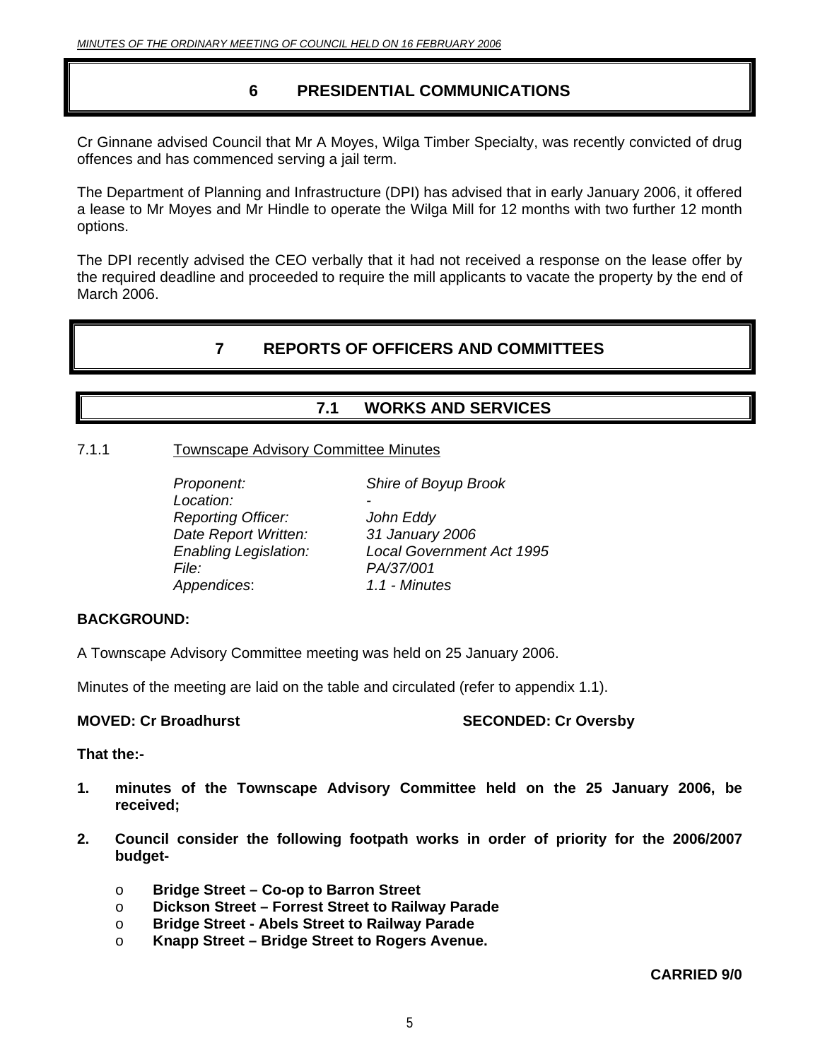# 6 PRESIDENTIAL COMMUNICATIONS

Cr Ginnane advised Council that Mr A Moyes, Wilga Timber Specialty, was recently convicted of drug offences and has commenced serving a jail term.

The Department of Planning and Infrastructure (DPI) has advised that in early January 2006, it offered a lease to Mr Moyes and Mr Hindle to operate the Wilga Mill for 12 months with two further 12 month options.

The DPI recently advised the CEO verbally that it had not received a response on the lease offer by the required deadline and proceeded to require the mill applicants to vacate the property by the end of March 2006.

# 7 REPORTS OF OFFICERS AND COMMITTEES

## 7.1 WORKS AND SERVICES

7.1.1 Townscape Advisory Committee Minutes

*Proponent:* *Shire of Boyup Brook*
*Location:* -
*Reporting Officer:* *John Eddy*
*Date Report Written:* *31 January 2006*
*Enabling Legislation:* *Local Government Act 1995*
*File:* *PA/37/001*
*Appendices*: *1.1 - Minutes*

**BACKGROUND:**

A Townscape Advisory Committee meeting was held on 25 January 2006.

Minutes of the meeting are laid on the table and circulated (refer to appendix 1.1).

**MOVED: Cr Broadhurst** **SECONDED: Cr Oversby**

**That the:-**

1. **minutes of the Townscape Advisory Committee held on the 25 January 2006, be received;**
2. **Council consider the following footpath works in order of priority for the 2006/2007 budget-**
   - **Bridge Street – Co-op to Barron Street**
   - **Dickson Street – Forrest Street to Railway Parade**
   - **Bridge Street - Abels Street to Railway Parade**
   - **Knapp Street – Bridge Street to Rogers Avenue.**

**CARRIED 9/0**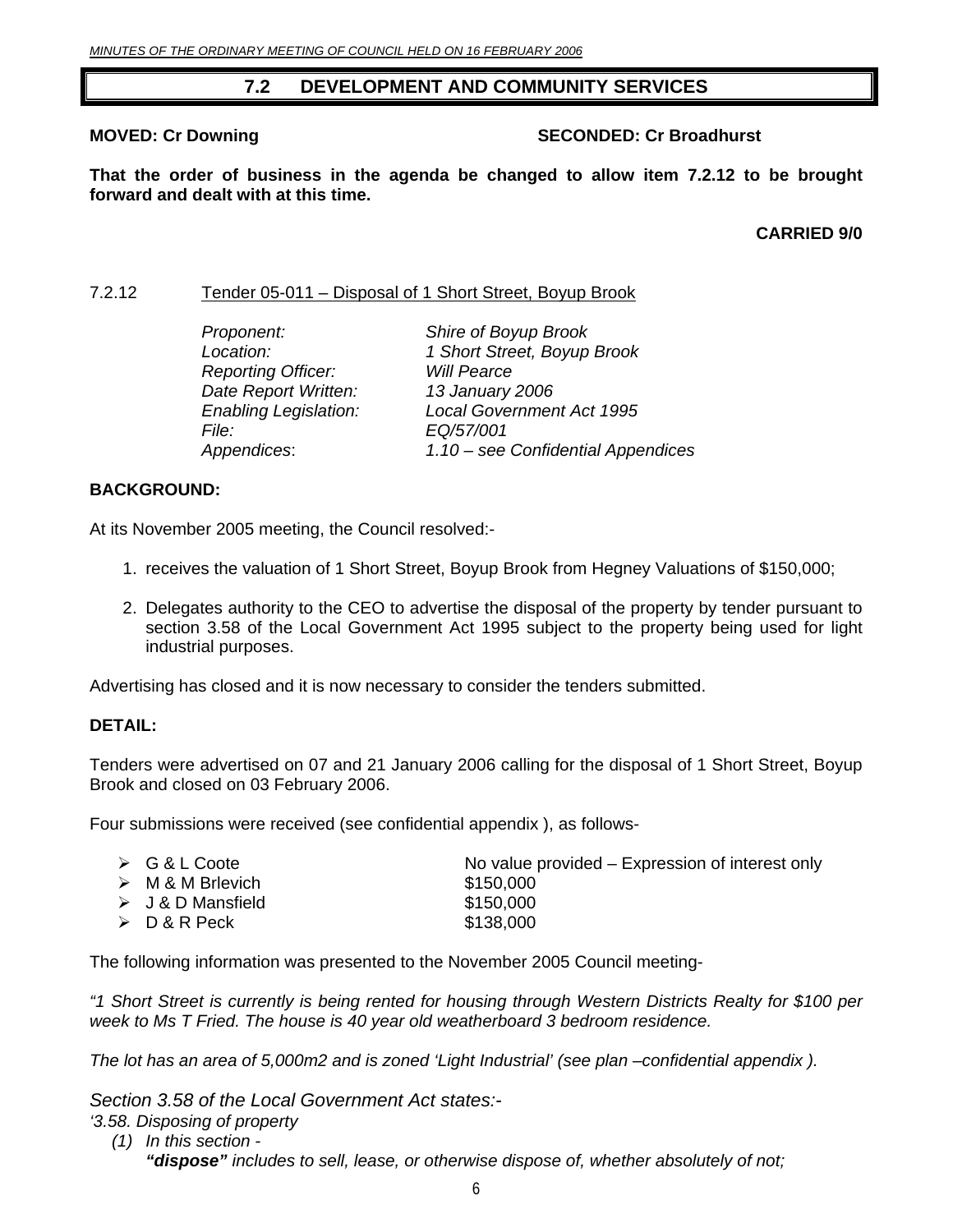## 7.2 DEVELOPMENT AND COMMUNITY SERVICES

**MOVED: Cr Downing** **SECONDED: Cr Broadhurst**

**That the order of business in the agenda be changed to allow item 7.2.12 to be brought forward and dealt with at this time.**

**CARRIED 9/0**

### 7.2.12 Tender 05-011 – Disposal of 1 Short Street, Boyup Brook

| | |
|---|---|
| *Proponent:* | *Shire of Boyup Brook* |
| *Location:* | *1 Short Street, Boyup Brook* |
| *Reporting Officer:* | *Will Pearce* |
| *Date Report Written:* | *13 January 2006* |
| *Enabling Legislation:* | *Local Government Act 1995* |
| *File:* | *EQ/57/001* |
| *Appendices*: | *1.10 – see Confidential Appendices* |

**BACKGROUND:**

At its November 2005 meeting, the Council resolved:-

1. receives the valuation of 1 Short Street, Boyup Brook from Hegney Valuations of $150,000;
2. Delegates authority to the CEO to advertise the disposal of the property by tender pursuant to section 3.58 of the Local Government Act 1995 subject to the property being used for light industrial purposes.

Advertising has closed and it is now necessary to consider the tenders submitted.

**DETAIL:**

Tenders were advertised on 07 and 21 January 2006 calling for the disposal of 1 Short Street, Boyup Brook and closed on 03 February 2006.

Four submissions were received (see confidential appendix ), as follows-

- G & L Coote — No value provided – Expression of interest only
- M & M Brlevich — $150,000
- J & D Mansfield — $150,000
- D & R Peck — $138,000

The following information was presented to the November 2005 Council meeting-

*"1 Short Street is currently is being rented for housing through Western Districts Realty for $100 per week to Ms T Fried. The house is 40 year old weatherboard 3 bedroom residence.*

*The lot has an area of 5,000m2 and is zoned 'Light Industrial' (see plan –confidential appendix ).*

*Section 3.58 of the Local Government Act states:-*

*'3.58. Disposing of property*

*(1) In this section -*

***"dispose"*** *includes to sell, lease, or otherwise dispose of, whether absolutely of not;*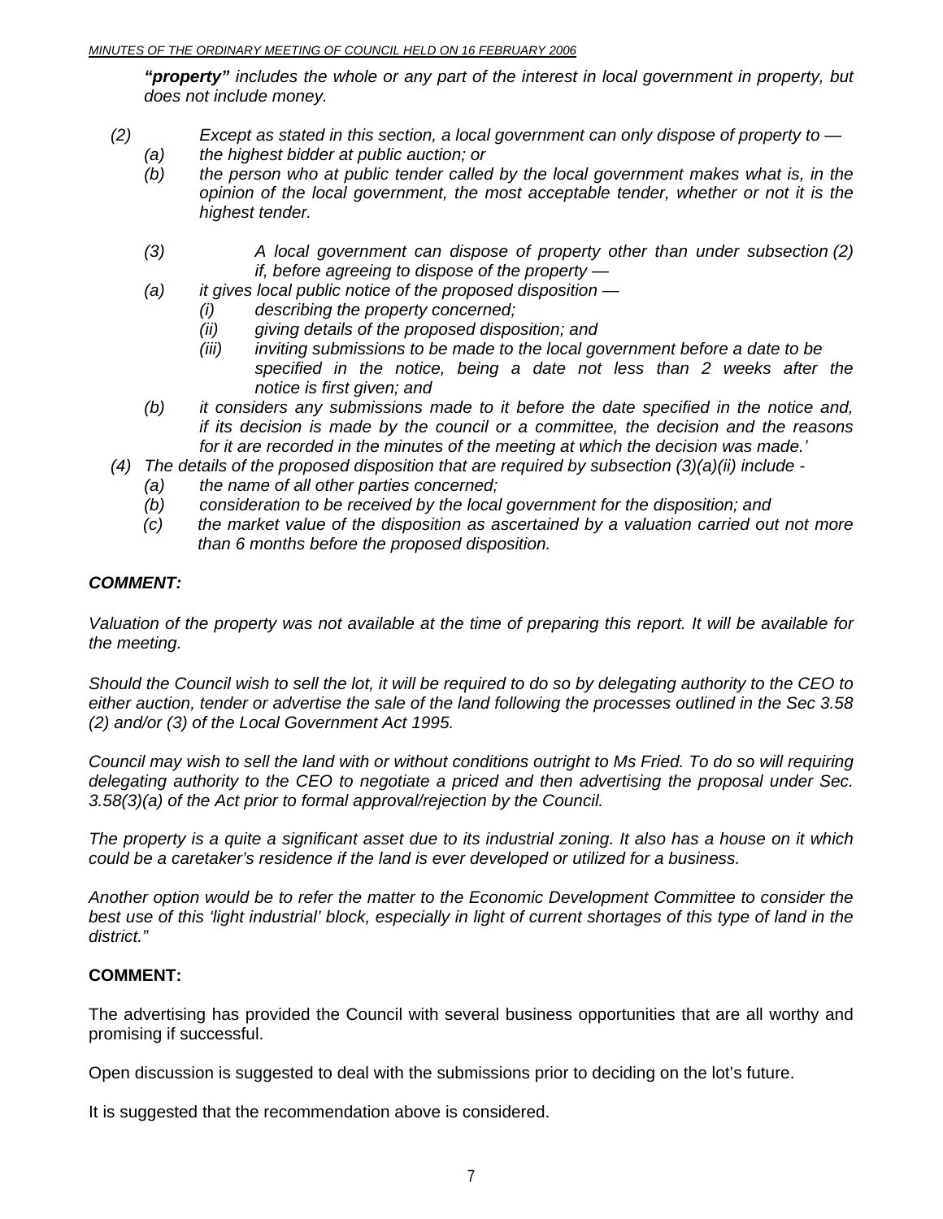***"property"** includes the whole or any part of the interest in local government in property, but does not include money.*

*(2) Except as stated in this section, a local government can only dispose of property to —*

*(a) the highest bidder at public auction; or*

*(b) the person who at public tender called by the local government makes what is, in the opinion of the local government, the most acceptable tender, whether or not it is the highest tender.*

*(3) A local government can dispose of property other than under subsection (2) if, before agreeing to dispose of the property —*

*(a) it gives local public notice of the proposed disposition —*

*(i) describing the property concerned;*

*(ii) giving details of the proposed disposition; and*

*(iii) inviting submissions to be made to the local government before a date to be specified in the notice, being a date not less than 2 weeks after the notice is first given; and*

*(b) it considers any submissions made to it before the date specified in the notice and, if its decision is made by the council or a committee, the decision and the reasons for it are recorded in the minutes of the meeting at which the decision was made.'*

*(4) The details of the proposed disposition that are required by subsection (3)(a)(ii) include -*

*(a) the name of all other parties concerned;*

*(b) consideration to be received by the local government for the disposition; and*

*(c) the market value of the disposition as ascertained by a valuation carried out not more than 6 months before the proposed disposition.*

***COMMENT:***

*Valuation of the property was not available at the time of preparing this report. It will be available for the meeting.*

*Should the Council wish to sell the lot, it will be required to do so by delegating authority to the CEO to either auction, tender or advertise the sale of the land following the processes outlined in the Sec 3.58 (2) and/or (3) of the Local Government Act 1995.*

*Council may wish to sell the land with or without conditions outright to Ms Fried. To do so will requiring delegating authority to the CEO to negotiate a priced and then advertising the proposal under Sec. 3.58(3)(a) of the Act prior to formal approval/rejection by the Council.*

*The property is a quite a significant asset due to its industrial zoning. It also has a house on it which could be a caretaker's residence if the land is ever developed or utilized for a business.*

*Another option would be to refer the matter to the Economic Development Committee to consider the best use of this 'light industrial' block, especially in light of current shortages of this type of land in the district."*

**COMMENT:**

The advertising has provided the Council with several business opportunities that are all worthy and promising if successful.

Open discussion is suggested to deal with the submissions prior to deciding on the lot's future.

It is suggested that the recommendation above is considered.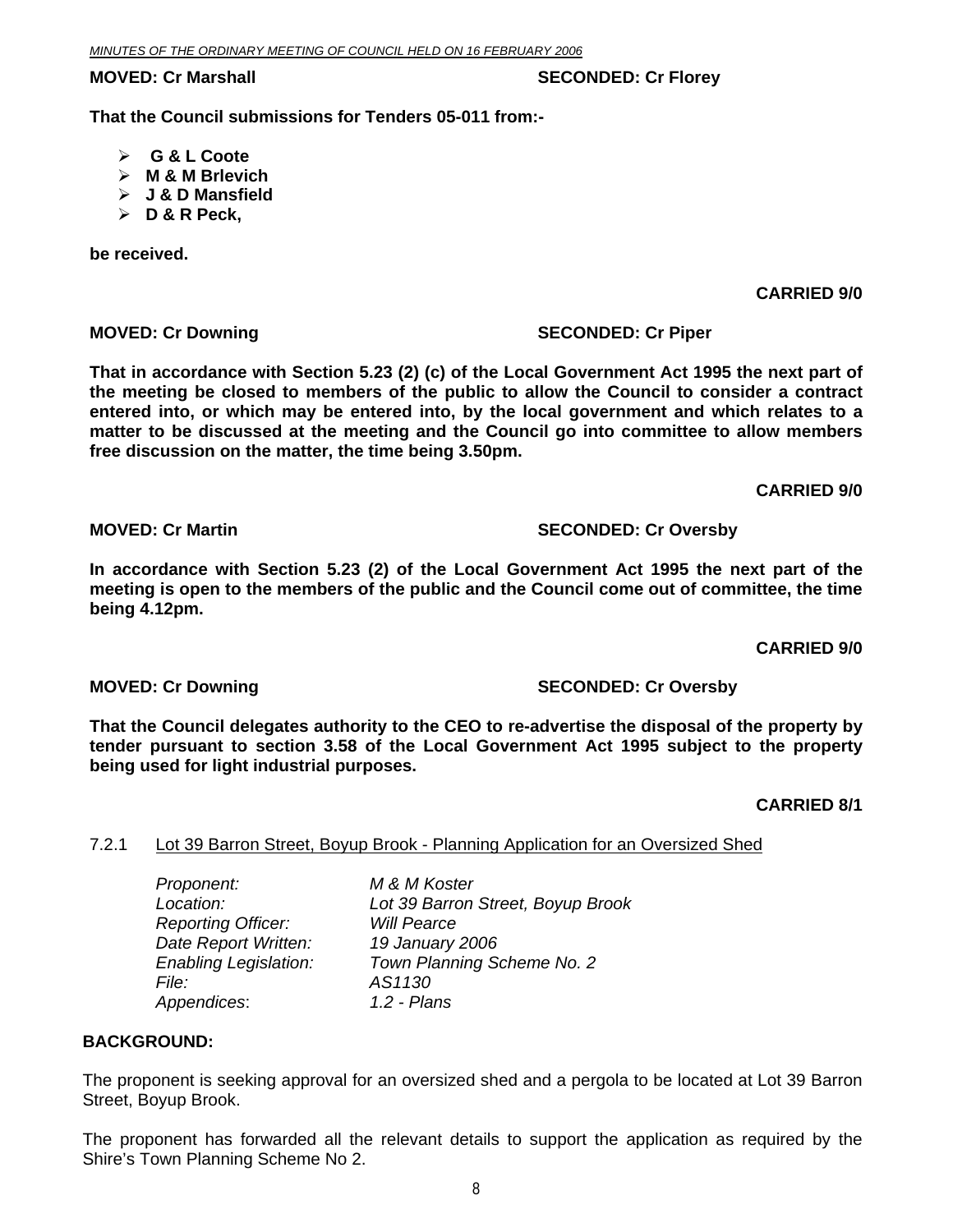**MOVED: Cr Marshall SECONDED: Cr Florey**

**That the Council submissions for Tenders 05-011 from:-**

- **G & L Coote**
- **M & M Brlevich**
- **J & D Mansfield**
- **D & R Peck,**

**be received.**

**CARRIED 9/0**

**MOVED: Cr Downing SECONDED: Cr Piper**

**That in accordance with Section 5.23 (2) (c) of the Local Government Act 1995 the next part of the meeting be closed to members of the public to allow the Council to consider a contract entered into, or which may be entered into, by the local government and which relates to a matter to be discussed at the meeting and the Council go into committee to allow members free discussion on the matter, the time being 3.50pm.**

**CARRIED 9/0**

**MOVED: Cr Martin SECONDED: Cr Oversby**

**In accordance with Section 5.23 (2) of the Local Government Act 1995 the next part of the meeting is open to the members of the public and the Council come out of committee, the time being 4.12pm.**

**CARRIED 9/0**

**MOVED: Cr Downing SECONDED: Cr Oversby**

**That the Council delegates authority to the CEO to re-advertise the disposal of the property by tender pursuant to section 3.58 of the Local Government Act 1995 subject to the property being used for light industrial purposes.**

**CARRIED 8/1**

### 7.2.1 Lot 39 Barron Street, Boyup Brook - Planning Application for an Oversized Shed

*Proponent:* *M & M Koster*
*Location:* *Lot 39 Barron Street, Boyup Brook*
*Reporting Officer:* *Will Pearce*
*Date Report Written:* *19 January 2006*
*Enabling Legislation:* *Town Planning Scheme No. 2*
*File:* *AS1130*
*Appendices:* *1.2 - Plans*

**BACKGROUND:**

The proponent is seeking approval for an oversized shed and a pergola to be located at Lot 39 Barron Street, Boyup Brook.

The proponent has forwarded all the relevant details to support the application as required by the Shire's Town Planning Scheme No 2.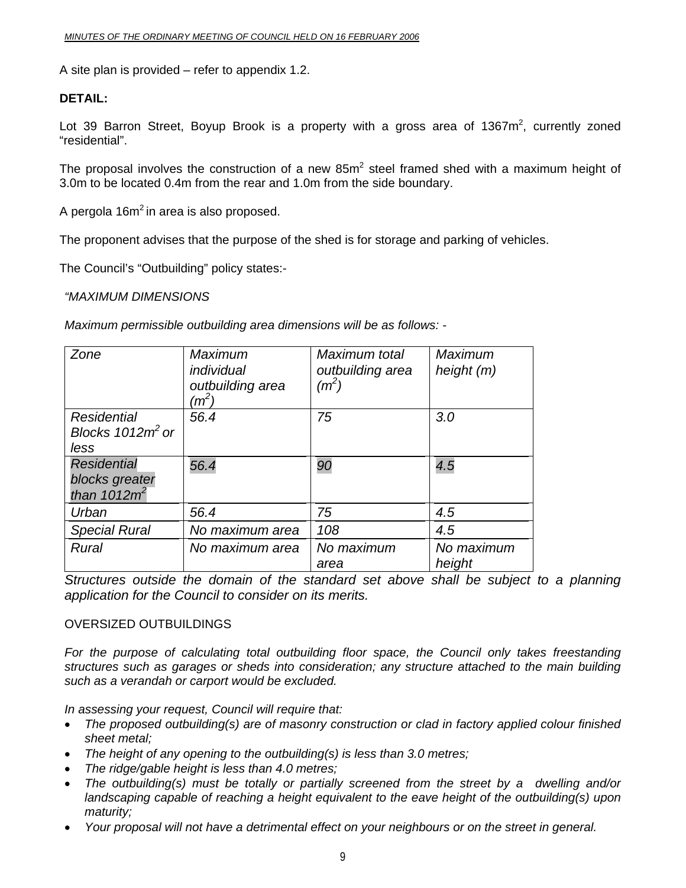A site plan is provided – refer to appendix 1.2.

**DETAIL:**

Lot 39 Barron Street, Boyup Brook is a property with a gross area of 1367m$^2$, currently zoned "residential".

The proposal involves the construction of a new 85m$^2$ steel framed shed with a maximum height of 3.0m to be located 0.4m from the rear and 1.0m from the side boundary.

A pergola 16m$^2$ in area is also proposed.

The proponent advises that the purpose of the shed is for storage and parking of vehicles.

The Council's "Outbuilding" policy states:-

*"MAXIMUM DIMENSIONS*

*Maximum permissible outbuilding area dimensions will be as follows: -*

| *Zone* | *Maximum individual outbuilding area (m$^2$)* | *Maximum total outbuilding area (m$^2$)* | *Maximum height (m)* |
|---|---|---|---|
| *Residential Blocks 1012m$^2$ or less* | *56.4* | *75* | *3.0* |
| *Residential blocks greater than 1012m$^2$* | *56.4* | *90* | *4.5* |
| *Urban* | *56.4* | *75* | *4.5* |
| *Special Rural* | *No maximum area* | *108* | *4.5* |
| *Rural* | *No maximum area* | *No maximum area* | *No maximum height* |

*Structures outside the domain of the standard set above shall be subject to a planning application for the Council to consider on its merits.*

OVERSIZED OUTBUILDINGS

*For the purpose of calculating total outbuilding floor space, the Council only takes freestanding structures such as garages or sheds into consideration; any structure attached to the main building such as a verandah or carport would be excluded.*

*In assessing your request, Council will require that:*

- *The proposed outbuilding(s) are of masonry construction or clad in factory applied colour finished sheet metal;*
- *The height of any opening to the outbuilding(s) is less than 3.0 metres;*
- *The ridge/gable height is less than 4.0 metres;*
- *The outbuilding(s) must be totally or partially screened from the street by a dwelling and/or landscaping capable of reaching a height equivalent to the eave height of the outbuilding(s) upon maturity;*
- *Your proposal will not have a detrimental effect on your neighbours or on the street in general.*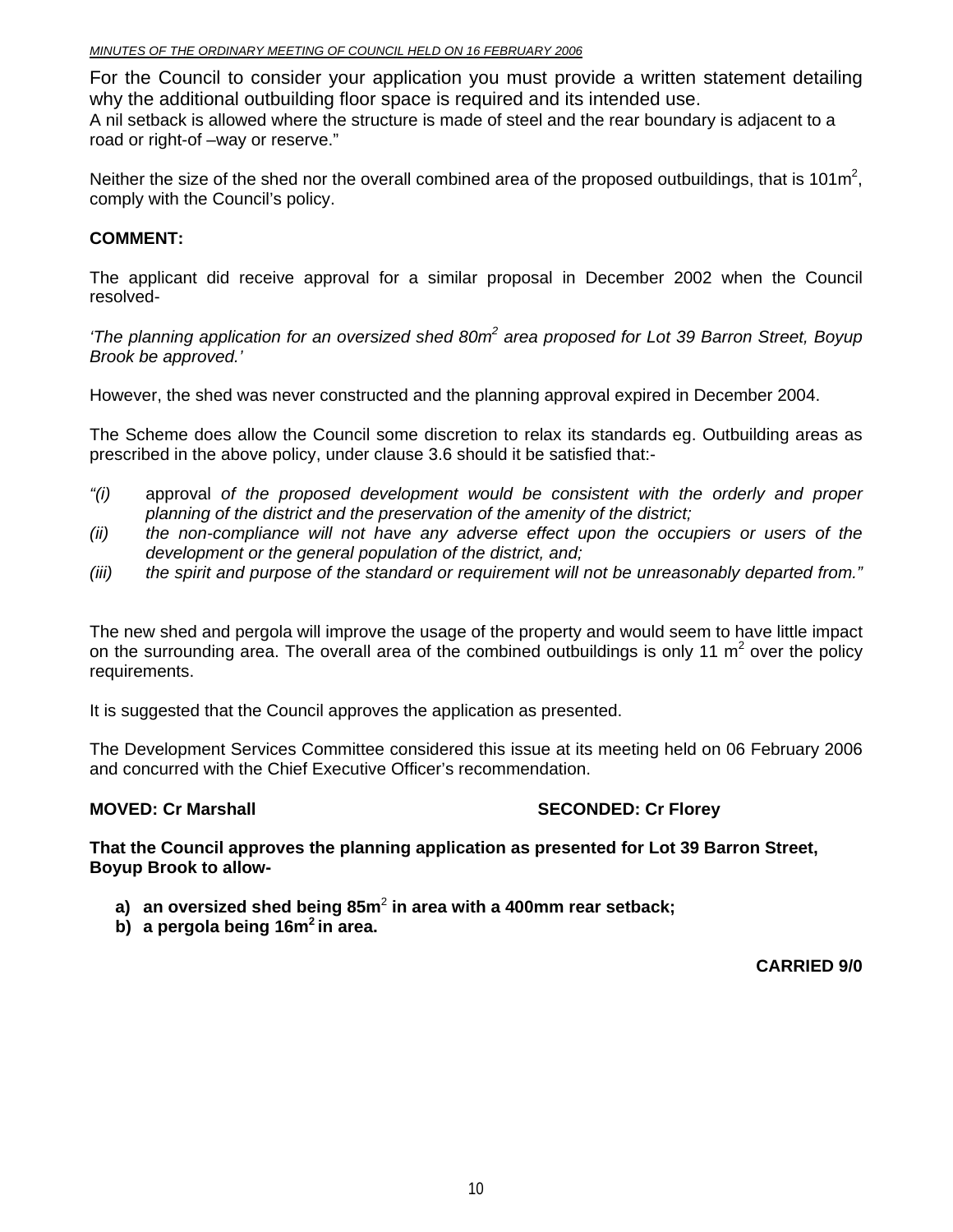For the Council to consider your application you must provide a written statement detailing why the additional outbuilding floor space is required and its intended use.
A nil setback is allowed where the structure is made of steel and the rear boundary is adjacent to a road or right-of –way or reserve."

Neither the size of the shed nor the overall combined area of the proposed outbuildings, that is 101m$^2$, comply with the Council's policy.

**COMMENT:**

The applicant did receive approval for a similar proposal in December 2002 when the Council resolved-

*'The planning application for an oversized shed 80m$^2$ area proposed for Lot 39 Barron Street, Boyup Brook be approved.'*

However, the shed was never constructed and the planning approval expired in December 2004.

The Scheme does allow the Council some discretion to relax its standards eg. Outbuilding areas as prescribed in the above policy, under clause 3.6 should it be satisfied that:-

*"(i)* approval *of the proposed development would be consistent with the orderly and proper planning of the district and the preservation of the amenity of the district;*
*(ii) the non-compliance will not have any adverse effect upon the occupiers or users of the development or the general population of the district, and;*
*(iii) the spirit and purpose of the standard or requirement will not be unreasonably departed from."*

The new shed and pergola will improve the usage of the property and would seem to have little impact on the surrounding area. The overall area of the combined outbuildings is only 11 m$^2$ over the policy requirements.

It is suggested that the Council approves the application as presented.

The Development Services Committee considered this issue at its meeting held on 06 February 2006 and concurred with the Chief Executive Officer's recommendation.

**MOVED: Cr Marshall** **SECONDED: Cr Florey**

**That the Council approves the planning application as presented for Lot 39 Barron Street, Boyup Brook to allow-**

**a) an oversized shed being 85m$^2$ in area with a 400mm rear setback;**
**b) a pergola being 16m$^2$ in area.**

**CARRIED 9/0**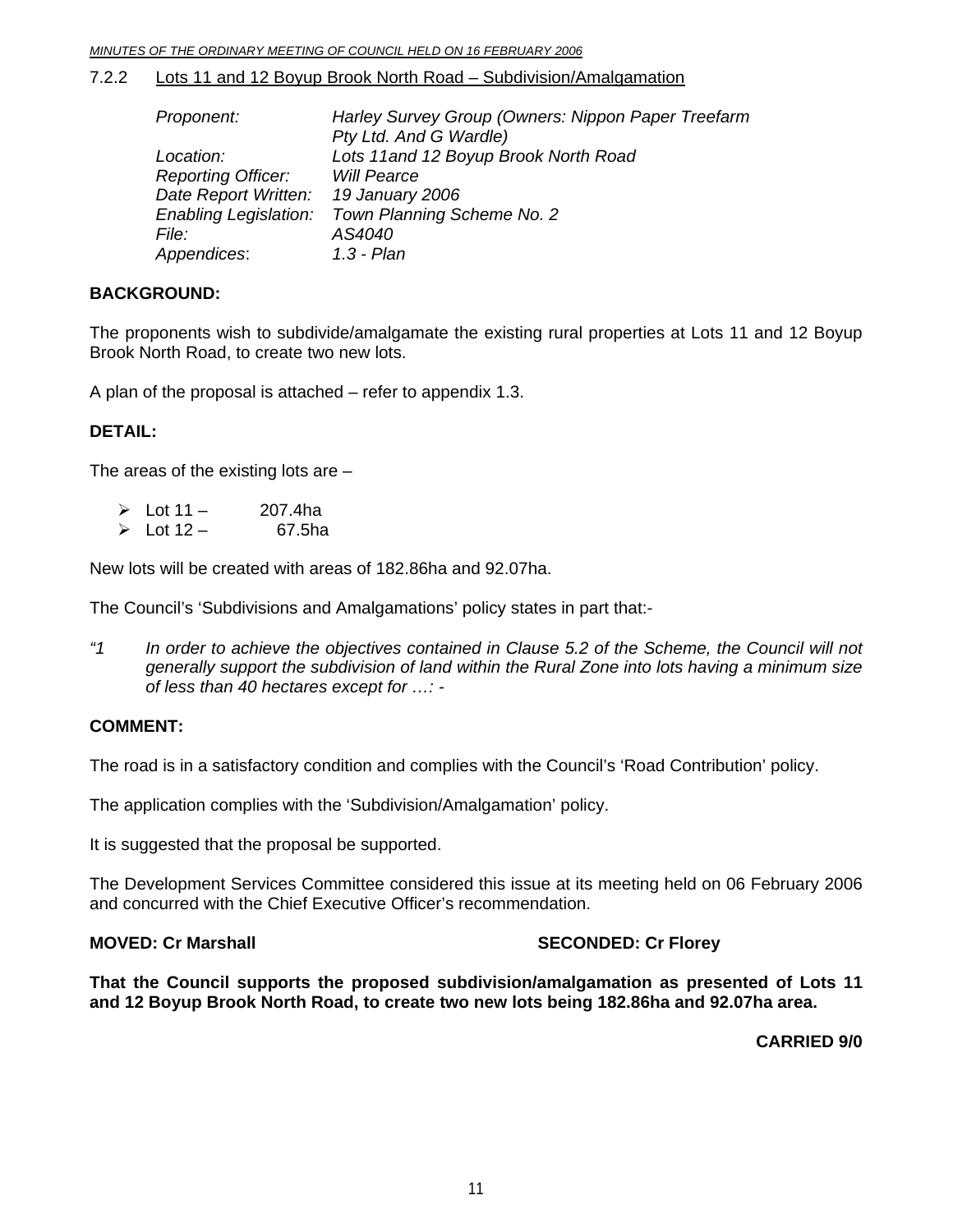### 7.2.2 Lots 11 and 12 Boyup Brook North Road – Subdivision/Amalgamation

*Proponent:* *Harley Survey Group (Owners: Nippon Paper Treefarm Pty Ltd. And G Wardle)*
*Location:* *Lots 11and 12 Boyup Brook North Road*
*Reporting Officer:* *Will Pearce*
*Date Report Written:* *19 January 2006*
*Enabling Legislation:* *Town Planning Scheme No. 2*
*File:* *AS4040*
*Appendices*: *1.3 - Plan*

**BACKGROUND:**

The proponents wish to subdivide/amalgamate the existing rural properties at Lots 11 and 12 Boyup Brook North Road, to create two new lots.

A plan of the proposal is attached – refer to appendix 1.3.

**DETAIL:**

The areas of the existing lots are –

- Lot 11 – 207.4ha
- Lot 12 – 67.5ha

New lots will be created with areas of 182.86ha and 92.07ha.

The Council's 'Subdivisions and Amalgamations' policy states in part that:-

*"1 In order to achieve the objectives contained in Clause 5.2 of the Scheme, the Council will not generally support the subdivision of land within the Rural Zone into lots having a minimum size of less than 40 hectares except for …: -*

**COMMENT:**

The road is in a satisfactory condition and complies with the Council's 'Road Contribution' policy.

The application complies with the 'Subdivision/Amalgamation' policy.

It is suggested that the proposal be supported.

The Development Services Committee considered this issue at its meeting held on 06 February 2006 and concurred with the Chief Executive Officer's recommendation.

**MOVED: Cr Marshall** **SECONDED: Cr Florey**

**That the Council supports the proposed subdivision/amalgamation as presented of Lots 11 and 12 Boyup Brook North Road, to create two new lots being 182.86ha and 92.07ha area.**

**CARRIED 9/0**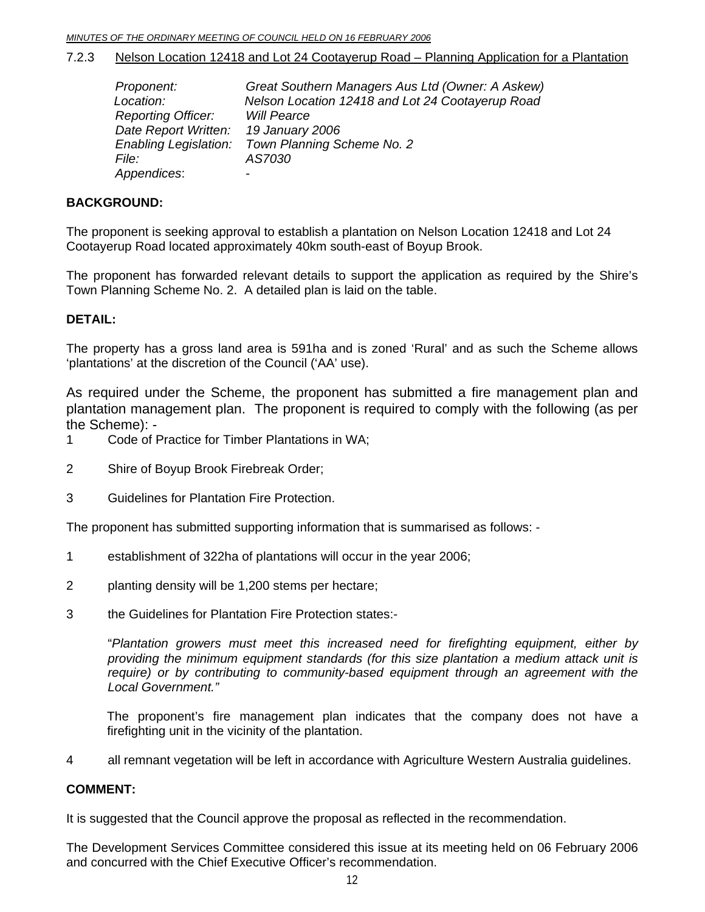### 7.2.3 Nelson Location 12418 and Lot 24 Cootayerup Road – Planning Application for a Plantation

*Proponent:* *Great Southern Managers Aus Ltd (Owner: A Askew)*
*Location:* *Nelson Location 12418 and Lot 24 Cootayerup Road*
*Reporting Officer:* *Will Pearce*
*Date Report Written:* *19 January 2006*
*Enabling Legislation:* *Town Planning Scheme No. 2*
*File:* *AS7030*
*Appendices*: -

**BACKGROUND:**

The proponent is seeking approval to establish a plantation on Nelson Location 12418 and Lot 24 Cootayerup Road located approximately 40km south-east of Boyup Brook.

The proponent has forwarded relevant details to support the application as required by the Shire's Town Planning Scheme No. 2. A detailed plan is laid on the table.

**DETAIL:**

The property has a gross land area is 591ha and is zoned 'Rural' and as such the Scheme allows 'plantations' at the discretion of the Council ('AA' use).

As required under the Scheme, the proponent has submitted a fire management plan and plantation management plan. The proponent is required to comply with the following (as per the Scheme): -

1. Code of Practice for Timber Plantations in WA;
2. Shire of Boyup Brook Firebreak Order;
3. Guidelines for Plantation Fire Protection.

The proponent has submitted supporting information that is summarised as follows: -

1. establishment of 322ha of plantations will occur in the year 2006;
2. planting density will be 1,200 stems per hectare;
3. the Guidelines for Plantation Fire Protection states:-

   "*Plantation growers must meet this increased need for firefighting equipment, either by providing the minimum equipment standards (for this size plantation a medium attack unit is require) or by contributing to community-based equipment through an agreement with the Local Government."*

   The proponent's fire management plan indicates that the company does not have a firefighting unit in the vicinity of the plantation.

4. all remnant vegetation will be left in accordance with Agriculture Western Australia guidelines.

**COMMENT:**

It is suggested that the Council approve the proposal as reflected in the recommendation.

The Development Services Committee considered this issue at its meeting held on 06 February 2006 and concurred with the Chief Executive Officer's recommendation.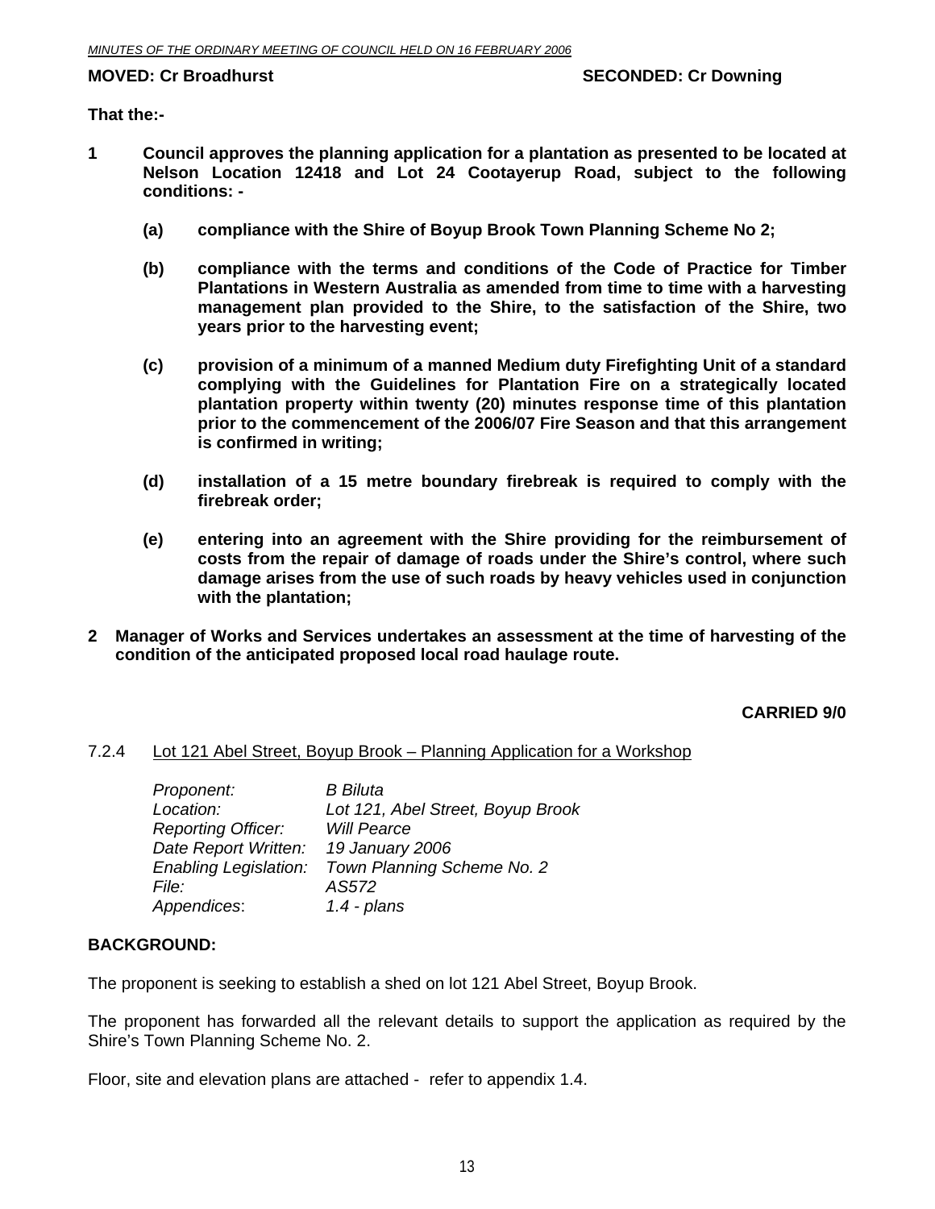**MOVED: Cr Broadhurst SECONDED: Cr Downing**

**That the:-**

**1 Council approves the planning application for a plantation as presented to be located at Nelson Location 12418 and Lot 24 Cootayerup Road, subject to the following conditions: -**

**(a) compliance with the Shire of Boyup Brook Town Planning Scheme No 2;**

**(b) compliance with the terms and conditions of the Code of Practice for Timber Plantations in Western Australia as amended from time to time with a harvesting management plan provided to the Shire, to the satisfaction of the Shire, two years prior to the harvesting event;**

**(c) provision of a minimum of a manned Medium duty Firefighting Unit of a standard complying with the Guidelines for Plantation Fire on a strategically located plantation property within twenty (20) minutes response time of this plantation prior to the commencement of the 2006/07 Fire Season and that this arrangement is confirmed in writing;**

**(d) installation of a 15 metre boundary firebreak is required to comply with the firebreak order;**

**(e) entering into an agreement with the Shire providing for the reimbursement of costs from the repair of damage of roads under the Shire's control, where such damage arises from the use of such roads by heavy vehicles used in conjunction with the plantation;**

**2 Manager of Works and Services undertakes an assessment at the time of harvesting of the condition of the anticipated proposed local road haulage route.**

**CARRIED 9/0**

### 7.2.4 Lot 121 Abel Street, Boyup Brook – Planning Application for a Workshop

*Proponent:* *B Biluta*
*Location:* *Lot 121, Abel Street, Boyup Brook*
*Reporting Officer:* *Will Pearce*
*Date Report Written:* *19 January 2006*
*Enabling Legislation:* *Town Planning Scheme No. 2*
*File:* *AS572*
*Appendices*: *1.4 - plans*

**BACKGROUND:**

The proponent is seeking to establish a shed on lot 121 Abel Street, Boyup Brook.

The proponent has forwarded all the relevant details to support the application as required by the Shire's Town Planning Scheme No. 2.

Floor, site and elevation plans are attached - refer to appendix 1.4.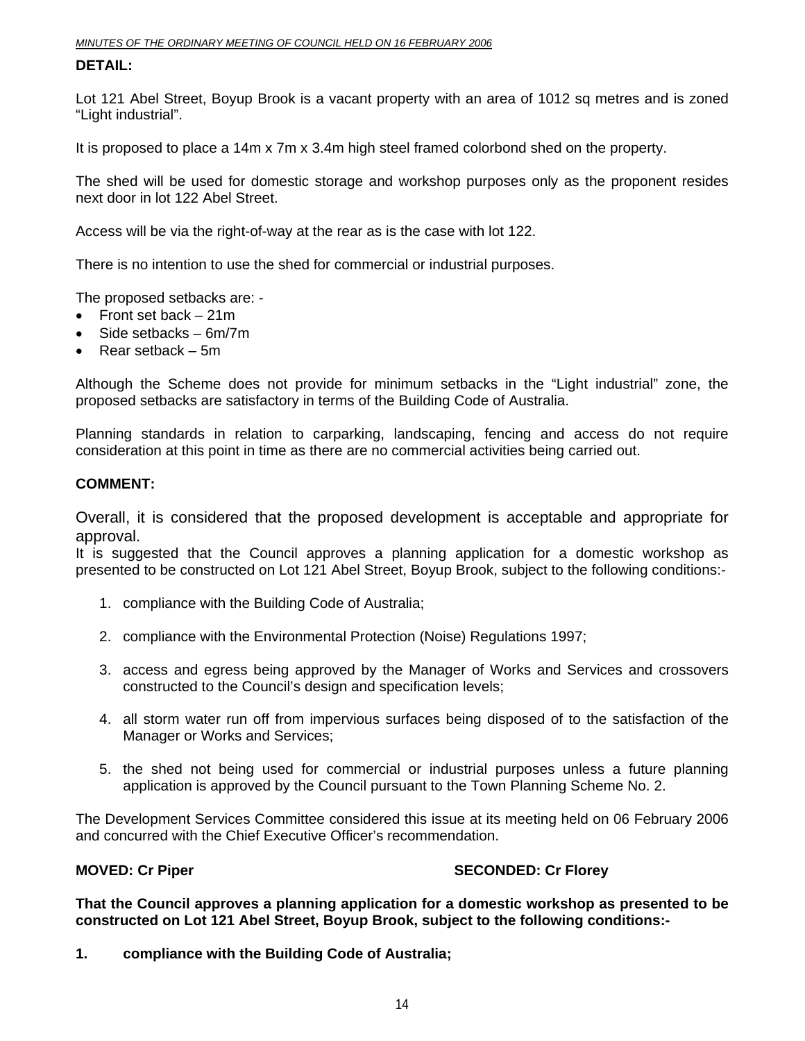**DETAIL:**

Lot 121 Abel Street, Boyup Brook is a vacant property with an area of 1012 sq metres and is zoned "Light industrial".

It is proposed to place a 14m x 7m x 3.4m high steel framed colorbond shed on the property.

The shed will be used for domestic storage and workshop purposes only as the proponent resides next door in lot 122 Abel Street.

Access will be via the right-of-way at the rear as is the case with lot 122.

There is no intention to use the shed for commercial or industrial purposes.

The proposed setbacks are: -

- Front set back – 21m
- Side setbacks – 6m/7m
- Rear setback – 5m

Although the Scheme does not provide for minimum setbacks in the "Light industrial" zone, the proposed setbacks are satisfactory in terms of the Building Code of Australia.

Planning standards in relation to carparking, landscaping, fencing and access do not require consideration at this point in time as there are no commercial activities being carried out.

**COMMENT:**

Overall, it is considered that the proposed development is acceptable and appropriate for approval.

It is suggested that the Council approves a planning application for a domestic workshop as presented to be constructed on Lot 121 Abel Street, Boyup Brook, subject to the following conditions:-

1. compliance with the Building Code of Australia;
2. compliance with the Environmental Protection (Noise) Regulations 1997;
3. access and egress being approved by the Manager of Works and Services and crossovers constructed to the Council's design and specification levels;
4. all storm water run off from impervious surfaces being disposed of to the satisfaction of the Manager or Works and Services;
5. the shed not being used for commercial or industrial purposes unless a future planning application is approved by the Council pursuant to the Town Planning Scheme No. 2.

The Development Services Committee considered this issue at its meeting held on 06 February 2006 and concurred with the Chief Executive Officer's recommendation.

**MOVED: Cr Piper** **SECONDED: Cr Florey**

**That the Council approves a planning application for a domestic workshop as presented to be constructed on Lot 121 Abel Street, Boyup Brook, subject to the following conditions:-**

**1. compliance with the Building Code of Australia;**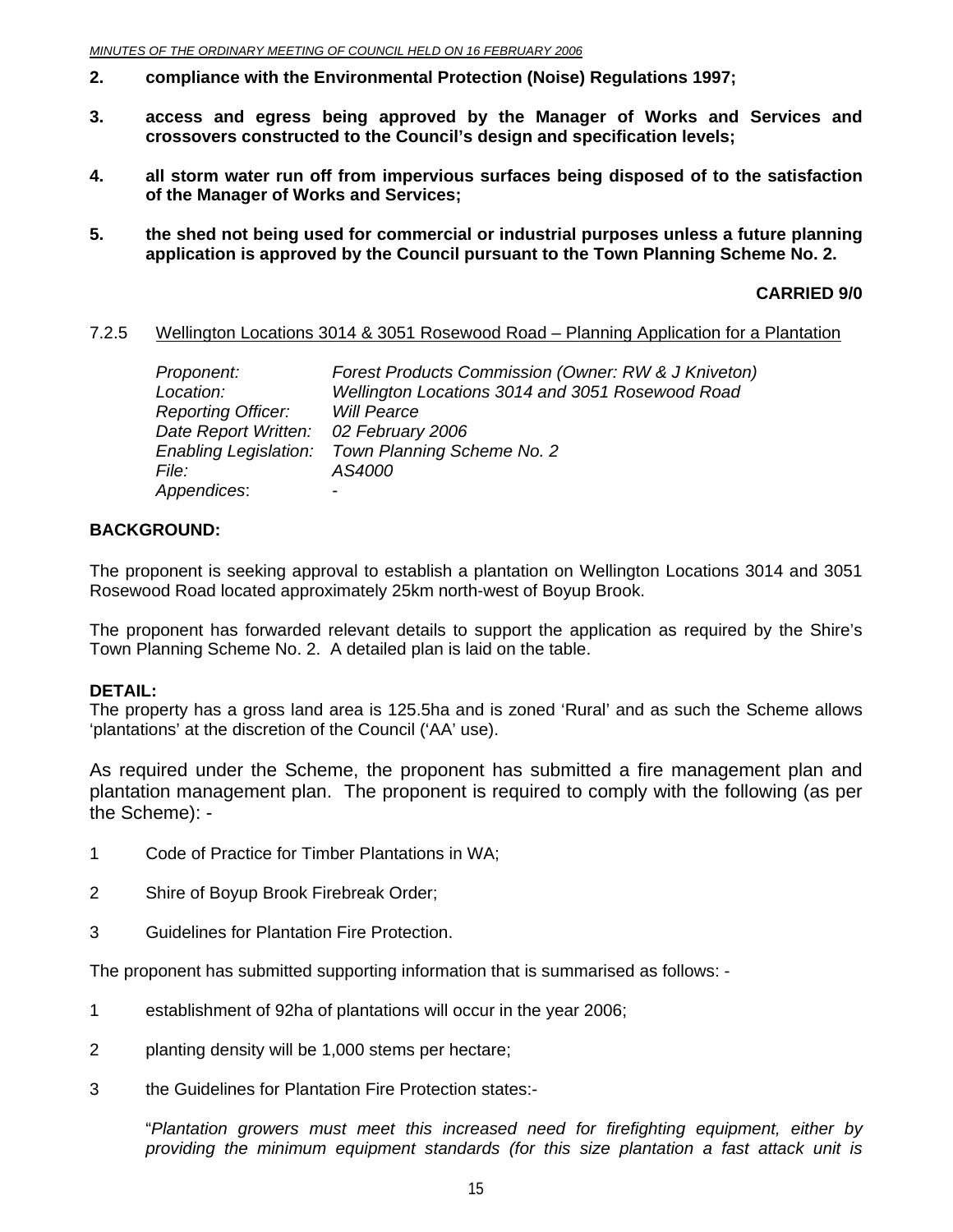2. **compliance with the Environmental Protection (Noise) Regulations 1997;**

3. **access and egress being approved by the Manager of Works and Services and crossovers constructed to the Council's design and specification levels;**

4. **all storm water run off from impervious surfaces being disposed of to the satisfaction of the Manager of Works and Services;**

5. **the shed not being used for commercial or industrial purposes unless a future planning application is approved by the Council pursuant to the Town Planning Scheme No. 2.**

**CARRIED 9/0**

7.2.5 Wellington Locations 3014 & 3051 Rosewood Road – Planning Application for a Plantation

| | |
|---|---|
| *Proponent:* | *Forest Products Commission (Owner: RW & J Kniveton)* |
| *Location:* | *Wellington Locations 3014 and 3051 Rosewood Road* |
| *Reporting Officer:* | *Will Pearce* |
| *Date Report Written:* | *02 February 2006* |
| *Enabling Legislation:* | *Town Planning Scheme No. 2* |
| *File:* | *AS4000* |
| *Appendices*: | - |

**BACKGROUND:**

The proponent is seeking approval to establish a plantation on Wellington Locations 3014 and 3051 Rosewood Road located approximately 25km north-west of Boyup Brook.

The proponent has forwarded relevant details to support the application as required by the Shire's Town Planning Scheme No. 2. A detailed plan is laid on the table.

**DETAIL:**

The property has a gross land area is 125.5ha and is zoned 'Rural' and as such the Scheme allows 'plantations' at the discretion of the Council ('AA' use).

As required under the Scheme, the proponent has submitted a fire management plan and plantation management plan. The proponent is required to comply with the following (as per the Scheme): -

1. Code of Practice for Timber Plantations in WA;
2. Shire of Boyup Brook Firebreak Order;
3. Guidelines for Plantation Fire Protection.

The proponent has submitted supporting information that is summarised as follows: -

1. establishment of 92ha of plantations will occur in the year 2006;
2. planting density will be 1,000 stems per hectare;
3. the Guidelines for Plantation Fire Protection states:-

   "*Plantation growers must meet this increased need for firefighting equipment, either by providing the minimum equipment standards (for this size plantation a fast attack unit is*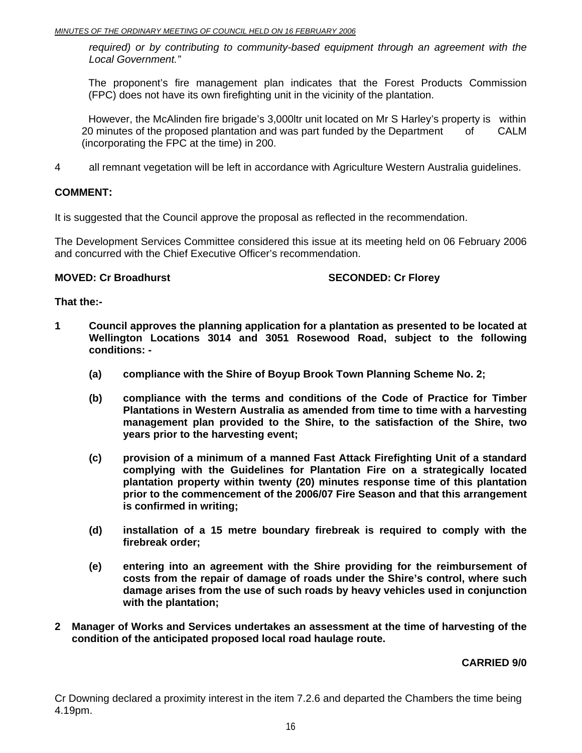*required) or by contributing to community-based equipment through an agreement with the Local Government."*

The proponent's fire management plan indicates that the Forest Products Commission (FPC) does not have its own firefighting unit in the vicinity of the plantation.

However, the McAlinden fire brigade's 3,000ltr unit located on Mr S Harley's property is within 20 minutes of the proposed plantation and was part funded by the Department of CALM (incorporating the FPC at the time) in 200.

4 all remnant vegetation will be left in accordance with Agriculture Western Australia guidelines.

**COMMENT:**

It is suggested that the Council approve the proposal as reflected in the recommendation.

The Development Services Committee considered this issue at its meeting held on 06 February 2006 and concurred with the Chief Executive Officer's recommendation.

**MOVED: Cr Broadhurst SECONDED: Cr Florey**

**That the:-**

**1 Council approves the planning application for a plantation as presented to be located at Wellington Locations 3014 and 3051 Rosewood Road, subject to the following conditions: -**

**(a) compliance with the Shire of Boyup Brook Town Planning Scheme No. 2;**

**(b) compliance with the terms and conditions of the Code of Practice for Timber Plantations in Western Australia as amended from time to time with a harvesting management plan provided to the Shire, to the satisfaction of the Shire, two years prior to the harvesting event;**

**(c) provision of a minimum of a manned Fast Attack Firefighting Unit of a standard complying with the Guidelines for Plantation Fire on a strategically located plantation property within twenty (20) minutes response time of this plantation prior to the commencement of the 2006/07 Fire Season and that this arrangement is confirmed in writing;**

**(d) installation of a 15 metre boundary firebreak is required to comply with the firebreak order;**

**(e) entering into an agreement with the Shire providing for the reimbursement of costs from the repair of damage of roads under the Shire's control, where such damage arises from the use of such roads by heavy vehicles used in conjunction with the plantation;**

**2 Manager of Works and Services undertakes an assessment at the time of harvesting of the condition of the anticipated proposed local road haulage route.**

**CARRIED 9/0**

Cr Downing declared a proximity interest in the item 7.2.6 and departed the Chambers the time being 4.19pm.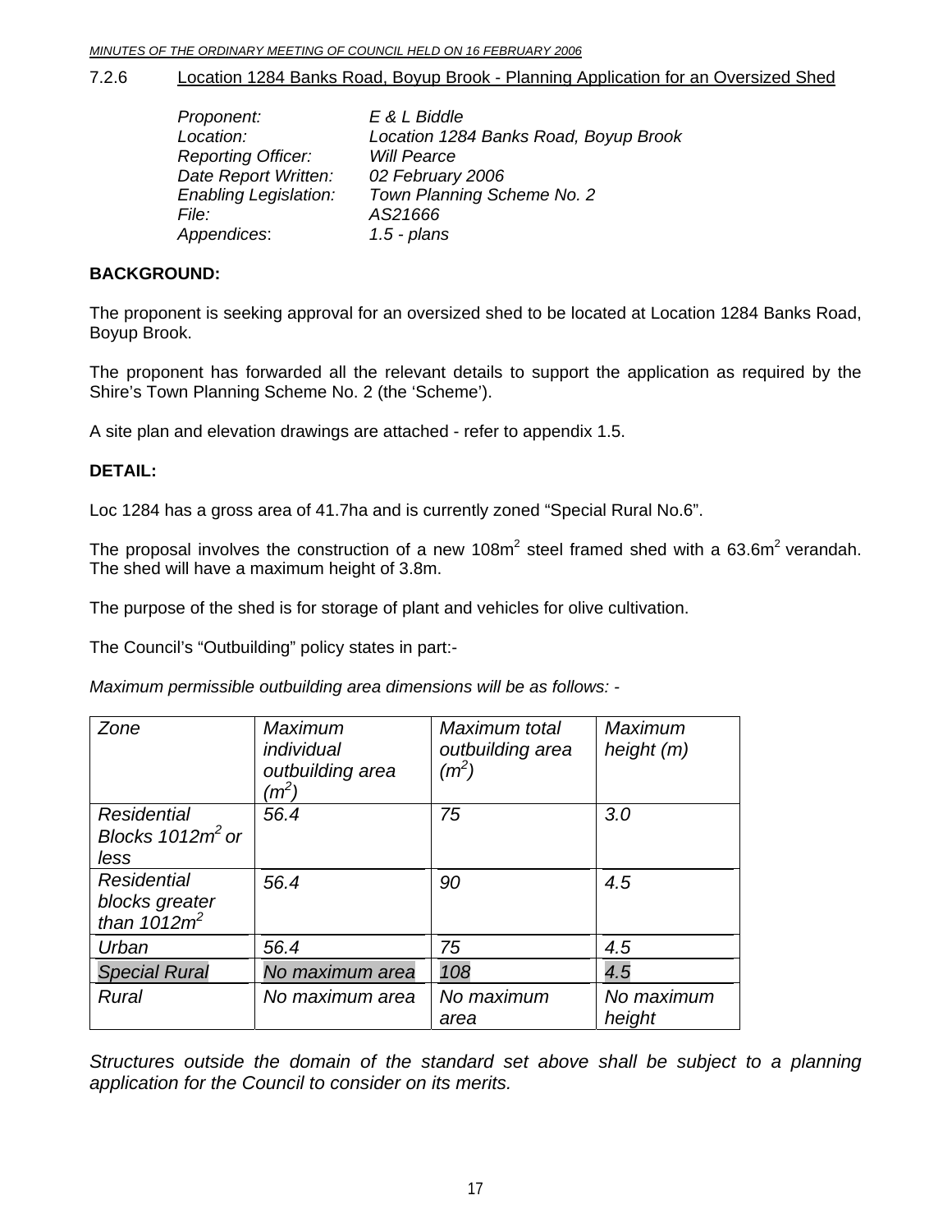### 7.2.6 Location 1284 Banks Road, Boyup Brook - Planning Application for an Oversized Shed

*Proponent:* *E & L Biddle*
*Location:* *Location 1284 Banks Road, Boyup Brook*
*Reporting Officer:* *Will Pearce*
*Date Report Written:* *02 February 2006*
*Enabling Legislation:* *Town Planning Scheme No. 2*
*File:* *AS21666*
*Appendices*: *1.5 - plans*

**BACKGROUND:**

The proponent is seeking approval for an oversized shed to be located at Location 1284 Banks Road, Boyup Brook.

The proponent has forwarded all the relevant details to support the application as required by the Shire's Town Planning Scheme No. 2 (the 'Scheme').

A site plan and elevation drawings are attached - refer to appendix 1.5.

**DETAIL:**

Loc 1284 has a gross area of 41.7ha and is currently zoned "Special Rural No.6".

The proposal involves the construction of a new 108m$^2$ steel framed shed with a 63.6m$^2$ verandah. The shed will have a maximum height of 3.8m.

The purpose of the shed is for storage of plant and vehicles for olive cultivation.

The Council's "Outbuilding" policy states in part:-

*Maximum permissible outbuilding area dimensions will be as follows: -*

| *Zone* | *Maximum individual outbuilding area (m$^2$)* | *Maximum total outbuilding area (m$^2$)* | *Maximum height (m)* |
|---|---|---|---|
| *Residential Blocks 1012m$^2$ or less* | *56.4* | *75* | *3.0* |
| *Residential blocks greater than 1012m$^2$* | *56.4* | *90* | *4.5* |
| *Urban* | *56.4* | *75* | *4.5* |
| *Special Rural* | *No maximum area* | *108* | *4.5* |
| *Rural* | *No maximum area* | *No maximum area* | *No maximum height* |

*Structures outside the domain of the standard set above shall be subject to a planning application for the Council to consider on its merits.*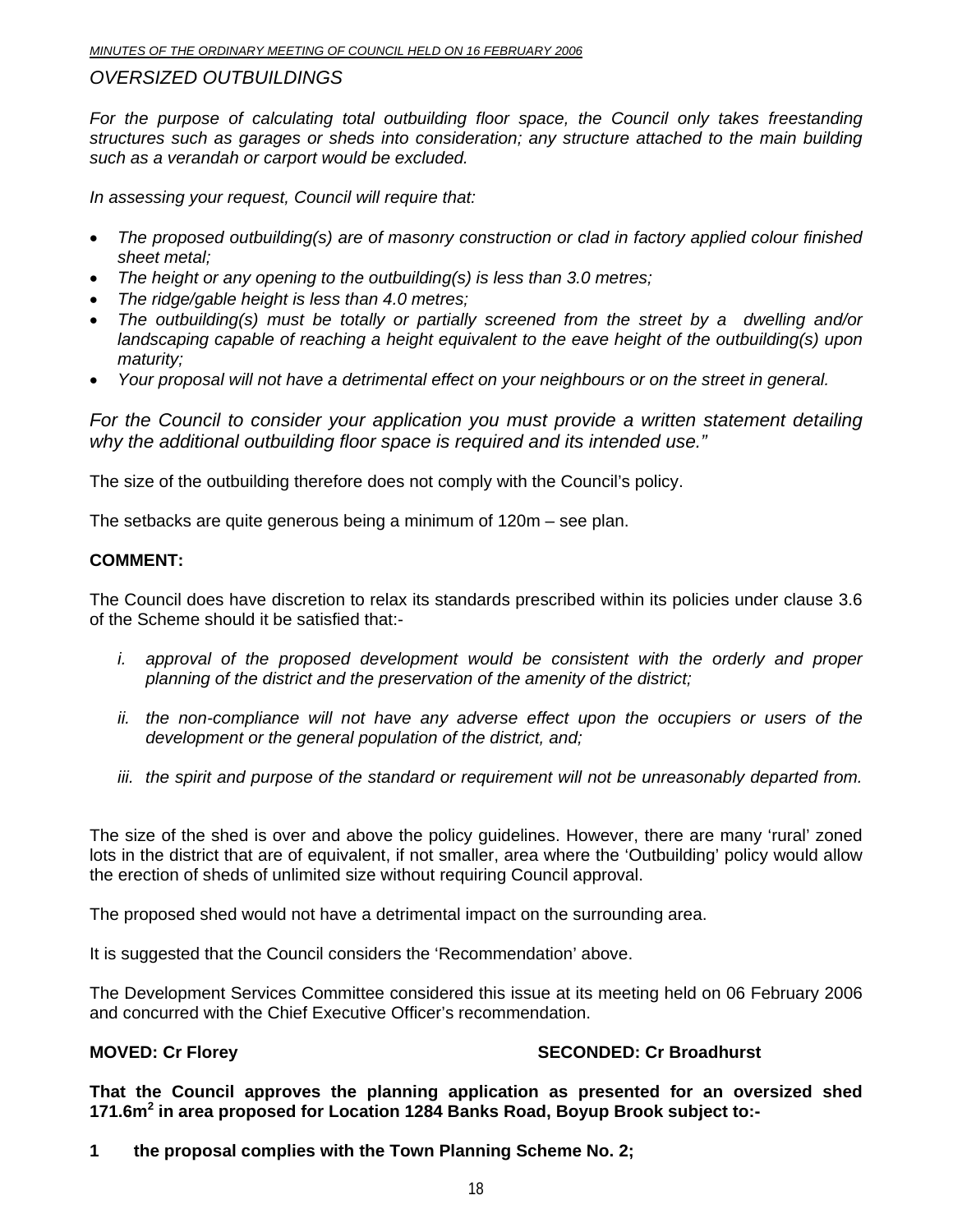*OVERSIZED OUTBUILDINGS*

*For the purpose of calculating total outbuilding floor space, the Council only takes freestanding structures such as garages or sheds into consideration; any structure attached to the main building such as a verandah or carport would be excluded.*

*In assessing your request, Council will require that:*

- *The proposed outbuilding(s) are of masonry construction or clad in factory applied colour finished sheet metal;*
- *The height or any opening to the outbuilding(s) is less than 3.0 metres;*
- *The ridge/gable height is less than 4.0 metres;*
- *The outbuilding(s) must be totally or partially screened from the street by a dwelling and/or landscaping capable of reaching a height equivalent to the eave height of the outbuilding(s) upon maturity;*
- *Your proposal will not have a detrimental effect on your neighbours or on the street in general.*

*For the Council to consider your application you must provide a written statement detailing why the additional outbuilding floor space is required and its intended use."*

The size of the outbuilding therefore does not comply with the Council's policy.

The setbacks are quite generous being a minimum of 120m – see plan.

**COMMENT:**

The Council does have discretion to relax its standards prescribed within its policies under clause 3.6 of the Scheme should it be satisfied that:-

*i. approval of the proposed development would be consistent with the orderly and proper planning of the district and the preservation of the amenity of the district;*

*ii. the non-compliance will not have any adverse effect upon the occupiers or users of the development or the general population of the district, and;*

*iii. the spirit and purpose of the standard or requirement will not be unreasonably departed from.*

The size of the shed is over and above the policy guidelines. However, there are many 'rural' zoned lots in the district that are of equivalent, if not smaller, area where the 'Outbuilding' policy would allow the erection of sheds of unlimited size without requiring Council approval.

The proposed shed would not have a detrimental impact on the surrounding area.

It is suggested that the Council considers the 'Recommendation' above.

The Development Services Committee considered this issue at its meeting held on 06 February 2006 and concurred with the Chief Executive Officer's recommendation.

**MOVED: Cr Florey** **SECONDED: Cr Broadhurst**

**That the Council approves the planning application as presented for an oversized shed 171.6m$^2$ in area proposed for Location 1284 Banks Road, Boyup Brook subject to:-**

**1 the proposal complies with the Town Planning Scheme No. 2;**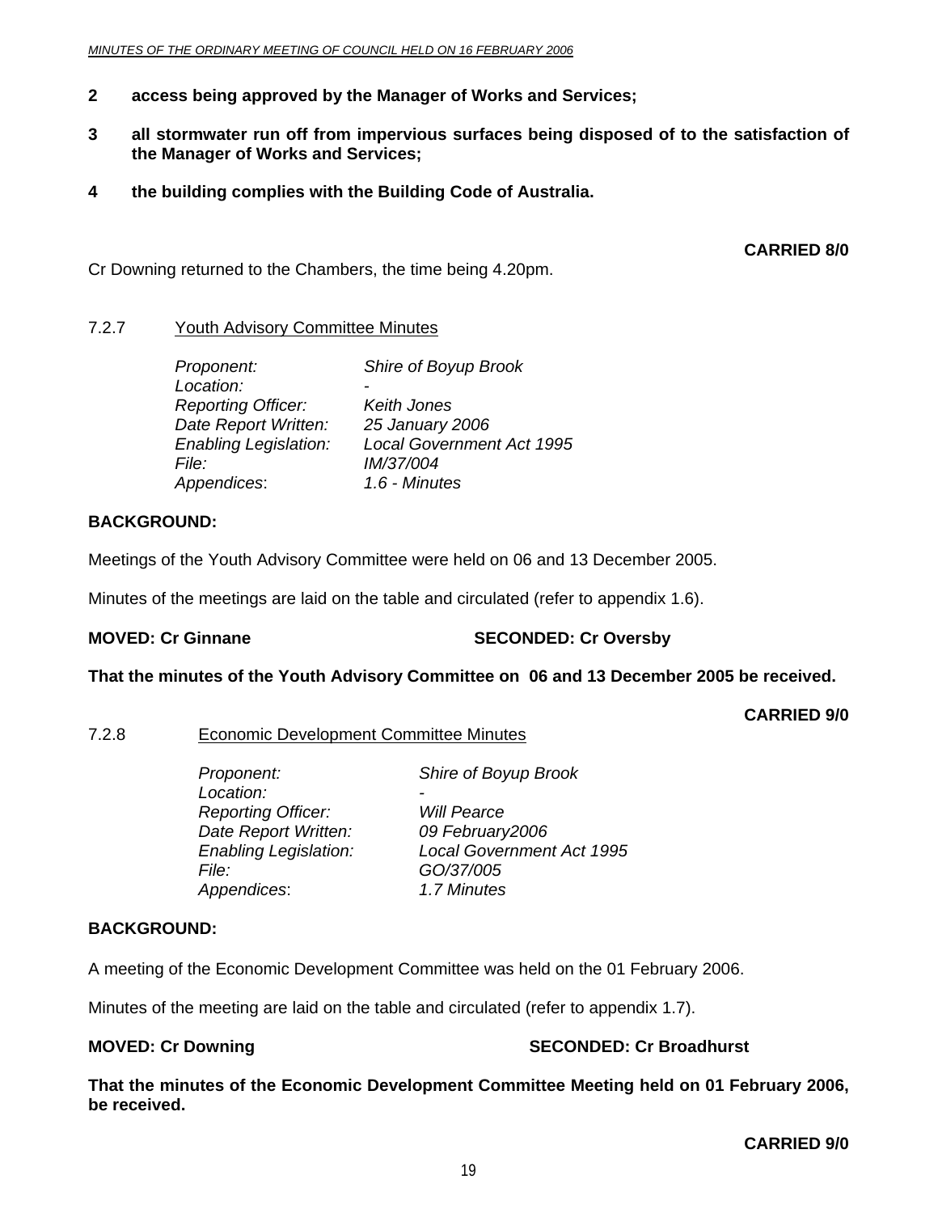**2 access being approved by the Manager of Works and Services;**

**3 all stormwater run off from impervious surfaces being disposed of to the satisfaction of the Manager of Works and Services;**

**4 the building complies with the Building Code of Australia.**

**CARRIED 8/0**

Cr Downing returned to the Chambers, the time being 4.20pm.

### 7.2.7 Youth Advisory Committee Minutes

*Proponent:* *Shire of Boyup Brook*
*Location:* *-*
*Reporting Officer:* *Keith Jones*
*Date Report Written:* *25 January 2006*
*Enabling Legislation:* *Local Government Act 1995*
*File:* *IM/37/004*
*Appendices:* *1.6 - Minutes*

**BACKGROUND:**

Meetings of the Youth Advisory Committee were held on 06 and 13 December 2005.

Minutes of the meetings are laid on the table and circulated (refer to appendix 1.6).

**MOVED: Cr Ginnane SECONDED: Cr Oversby**

**That the minutes of the Youth Advisory Committee on 06 and 13 December 2005 be received.**

**CARRIED 9/0**

### 7.2.8 Economic Development Committee Minutes

*Proponent:* *Shire of Boyup Brook*
*Location:* *-*
*Reporting Officer:* *Will Pearce*
*Date Report Written:* *09 February2006*
*Enabling Legislation:* *Local Government Act 1995*
*File:* *GO/37/005*
*Appendices:* *1.7 Minutes*

**BACKGROUND:**

A meeting of the Economic Development Committee was held on the 01 February 2006.

Minutes of the meeting are laid on the table and circulated (refer to appendix 1.7).

**MOVED: Cr Downing SECONDED: Cr Broadhurst**

**That the minutes of the Economic Development Committee Meeting held on 01 February 2006, be received.**

**CARRIED 9/0**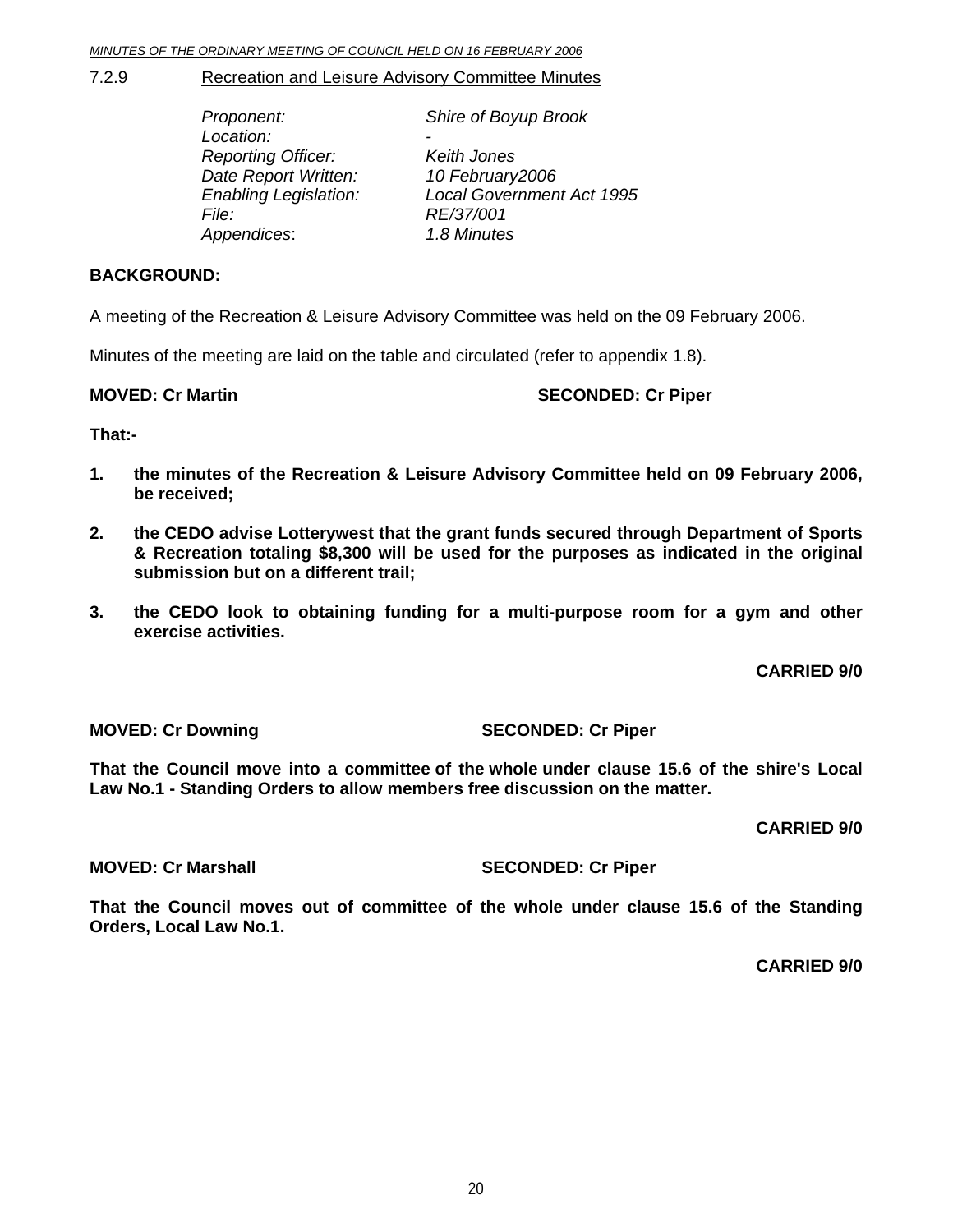### 7.2.9 Recreation and Leisure Advisory Committee Minutes

*Proponent:* *Shire of Boyup Brook*
*Location:* -
*Reporting Officer:* *Keith Jones*
*Date Report Written:* *10 February2006*
*Enabling Legislation:* *Local Government Act 1995*
*File:* *RE/37/001*
*Appendices*: *1.8 Minutes*

**BACKGROUND:**

A meeting of the Recreation & Leisure Advisory Committee was held on the 09 February 2006.

Minutes of the meeting are laid on the table and circulated (refer to appendix 1.8).

**MOVED: Cr Martin** **SECONDED: Cr Piper**

**That:-**

1. **the minutes of the Recreation & Leisure Advisory Committee held on 09 February 2006, be received;**
2. **the CEDO advise Lotterywest that the grant funds secured through Department of Sports & Recreation totaling $8,300 will be used for the purposes as indicated in the original submission but on a different trail;**
3. **the CEDO look to obtaining funding for a multi-purpose room for a gym and other exercise activities.**

**CARRIED 9/0**

**MOVED: Cr Downing** **SECONDED: Cr Piper**

**That the Council move into a committee of the whole under clause 15.6 of the shire's Local Law No.1 - Standing Orders to allow members free discussion on the matter.**

**CARRIED 9/0**

**MOVED: Cr Marshall** **SECONDED: Cr Piper**

**That the Council moves out of committee of the whole under clause 15.6 of the Standing Orders, Local Law No.1.**

**CARRIED 9/0**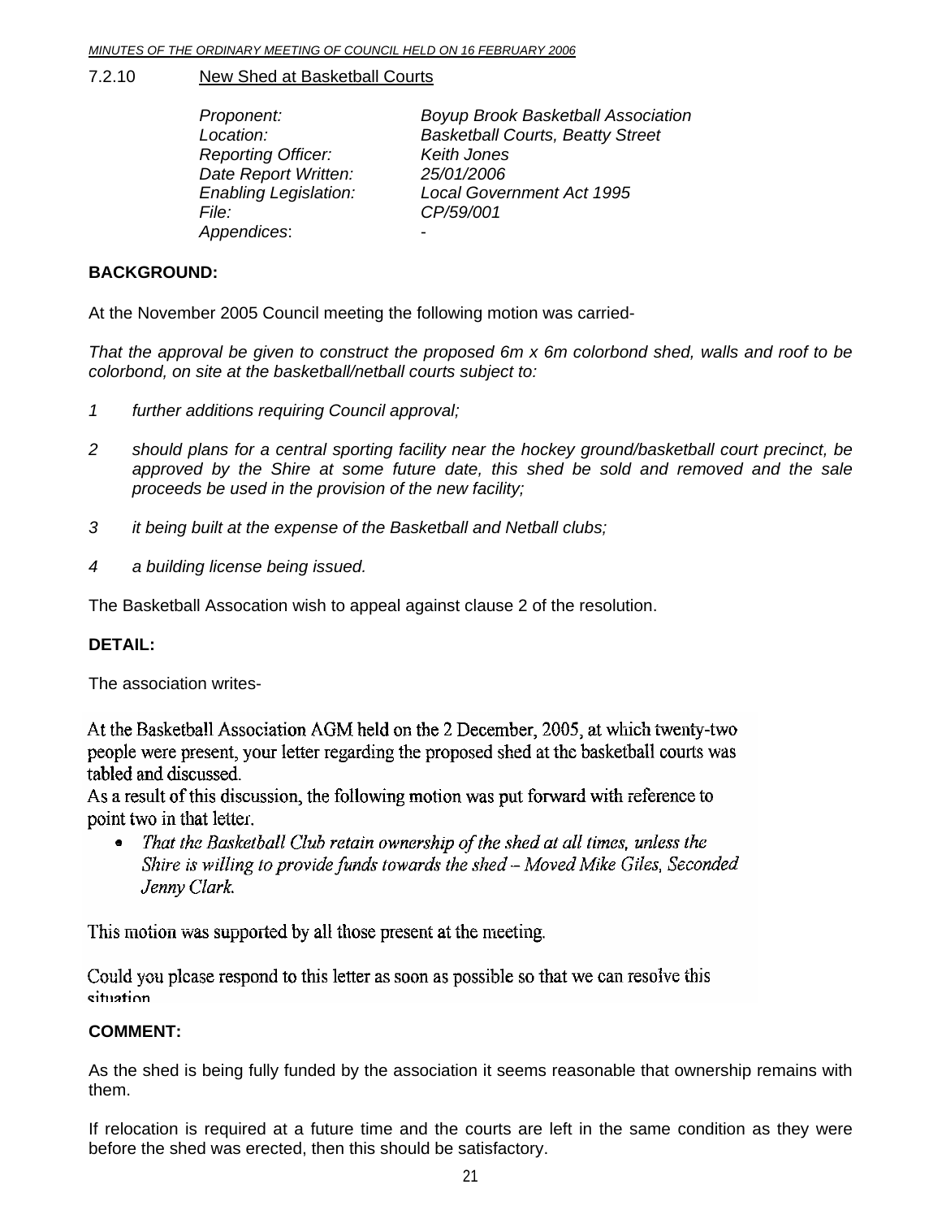## 7.2.10 New Shed at Basketball Courts

*Proponent:* *Boyup Brook Basketball Association*
*Location:* *Basketball Courts, Beatty Street*
*Reporting Officer:* *Keith Jones*
*Date Report Written:* *25/01/2006*
*Enabling Legislation:* *Local Government Act 1995*
*File:* *CP/59/001*
*Appendices*: -

**BACKGROUND:**

At the November 2005 Council meeting the following motion was carried-

*That the approval be given to construct the proposed 6m x 6m colorbond shed, walls and roof to be colorbond, on site at the basketball/netball courts subject to:*

*1 further additions requiring Council approval;*

*2 should plans for a central sporting facility near the hockey ground/basketball court precinct, be approved by the Shire at some future date, this shed be sold and removed and the sale proceeds be used in the provision of the new facility;*

*3 it being built at the expense of the Basketball and Netball clubs;*

*4 a building license being issued.*

The Basketball Assocation wish to appeal against clause 2 of the resolution.

**DETAIL:**

The association writes-

At the Basketball Association AGM held on the 2 December, 2005, at which twenty-two people were present, your letter regarding the proposed shed at the basketball courts was tabled and discussed.
As a result of this discussion, the following motion was put forward with reference to point two in that letter.

- *That the Basketball Club retain ownership of the shed at all times, unless the Shire is willing to provide funds towards the shed – Moved Mike Giles, Seconded Jenny Clark.*

This motion was supported by all those present at the meeting.

Could you please respond to this letter as soon as possible so that we can resolve this situation

**COMMENT:**

As the shed is being fully funded by the association it seems reasonable that ownership remains with them.

If relocation is required at a future time and the courts are left in the same condition as they were before the shed was erected, then this should be satisfactory.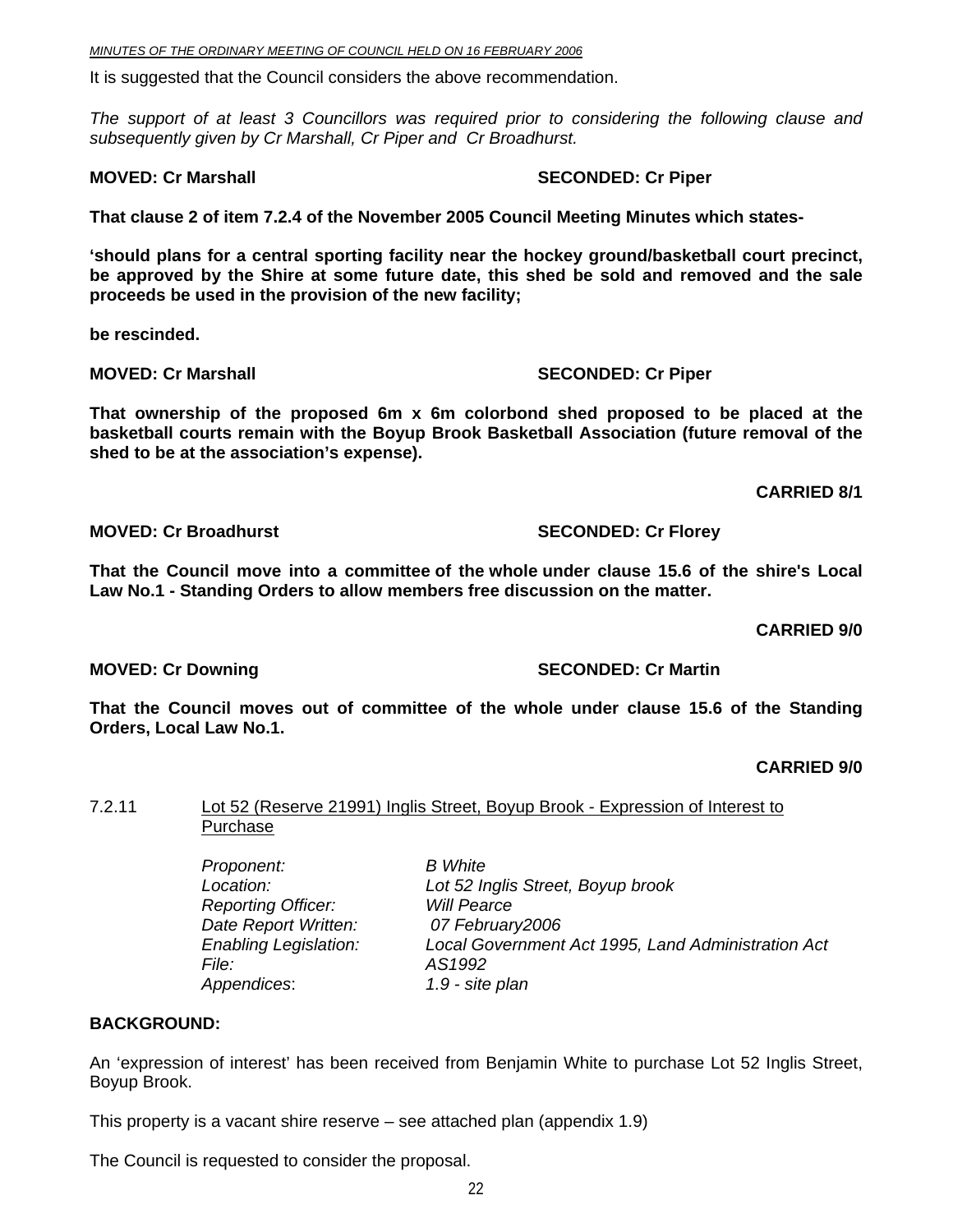It is suggested that the Council considers the above recommendation.

*The support of at least 3 Councillors was required prior to considering the following clause and subsequently given by Cr Marshall, Cr Piper and Cr Broadhurst.*

**MOVED: Cr Marshall SECONDED: Cr Piper**

**That clause 2 of item 7.2.4 of the November 2005 Council Meeting Minutes which states-**

**'should plans for a central sporting facility near the hockey ground/basketball court precinct, be approved by the Shire at some future date, this shed be sold and removed and the sale proceeds be used in the provision of the new facility;**

**be rescinded.**

**MOVED: Cr Marshall SECONDED: Cr Piper**

**That ownership of the proposed 6m x 6m colorbond shed proposed to be placed at the basketball courts remain with the Boyup Brook Basketball Association (future removal of the shed to be at the association's expense).**

**CARRIED 8/1**

**MOVED: Cr Broadhurst SECONDED: Cr Florey**

**That the Council move into a committee of the whole under clause 15.6 of the shire's Local Law No.1 - Standing Orders to allow members free discussion on the matter.**

**CARRIED 9/0**

**MOVED: Cr Downing SECONDED: Cr Martin**

**That the Council moves out of committee of the whole under clause 15.6 of the Standing Orders, Local Law No.1.**

**CARRIED 9/0**

### 7.2.11 Lot 52 (Reserve 21991) Inglis Street, Boyup Brook - Expression of Interest to Purchase

*Proponent:* *B White*
*Location:* *Lot 52 Inglis Street, Boyup brook*
*Reporting Officer:* *Will Pearce*
*Date Report Written:* *07 February2006*
*Enabling Legislation:* *Local Government Act 1995, Land Administration Act*
*File:* *AS1992*
*Appendices:* *1.9 - site plan*

**BACKGROUND:**

An 'expression of interest' has been received from Benjamin White to purchase Lot 52 Inglis Street, Boyup Brook.

This property is a vacant shire reserve – see attached plan (appendix 1.9)

The Council is requested to consider the proposal.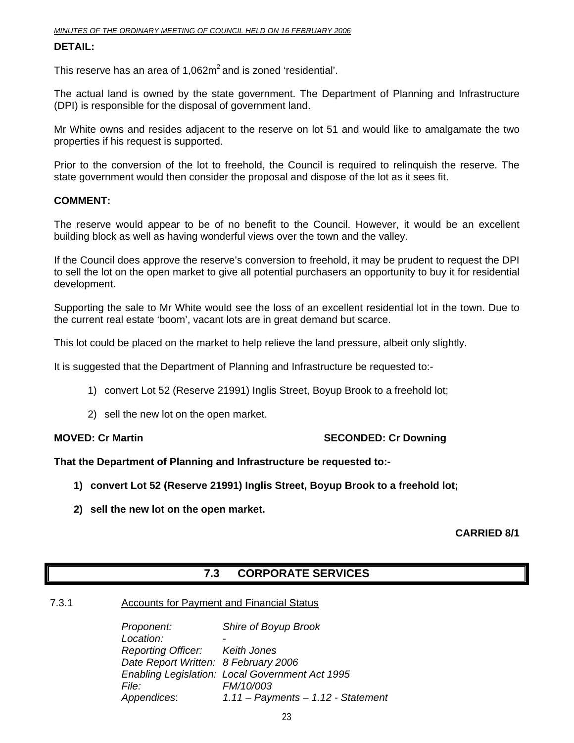**DETAIL:**

This reserve has an area of 1,062m$^2$ and is zoned 'residential'.

The actual land is owned by the state government. The Department of Planning and Infrastructure (DPI) is responsible for the disposal of government land.

Mr White owns and resides adjacent to the reserve on lot 51 and would like to amalgamate the two properties if his request is supported.

Prior to the conversion of the lot to freehold, the Council is required to relinquish the reserve. The state government would then consider the proposal and dispose of the lot as it sees fit.

**COMMENT:**

The reserve would appear to be of no benefit to the Council. However, it would be an excellent building block as well as having wonderful views over the town and the valley.

If the Council does approve the reserve's conversion to freehold, it may be prudent to request the DPI to sell the lot on the open market to give all potential purchasers an opportunity to buy it for residential development.

Supporting the sale to Mr White would see the loss of an excellent residential lot in the town. Due to the current real estate 'boom', vacant lots are in great demand but scarce.

This lot could be placed on the market to help relieve the land pressure, albeit only slightly.

It is suggested that the Department of Planning and Infrastructure be requested to:-

1) convert Lot 52 (Reserve 21991) Inglis Street, Boyup Brook to a freehold lot;

2) sell the new lot on the open market.

**MOVED: Cr Martin** **SECONDED: Cr Downing**

**That the Department of Planning and Infrastructure be requested to:-**

1) **convert Lot 52 (Reserve 21991) Inglis Street, Boyup Brook to a freehold lot;**

2) **sell the new lot on the open market.**

**CARRIED 8/1**

## 7.3 CORPORATE SERVICES

7.3.1 Accounts for Payment and Financial Status

*Proponent:* *Shire of Boyup Brook*
*Location:* *-*
*Reporting Officer:* *Keith Jones*
*Date Report Written:* *8 February 2006*
*Enabling Legislation:* *Local Government Act 1995*
*File:* *FM/10/003*
*Appendices*: *1.11 – Payments – 1.12 - Statement*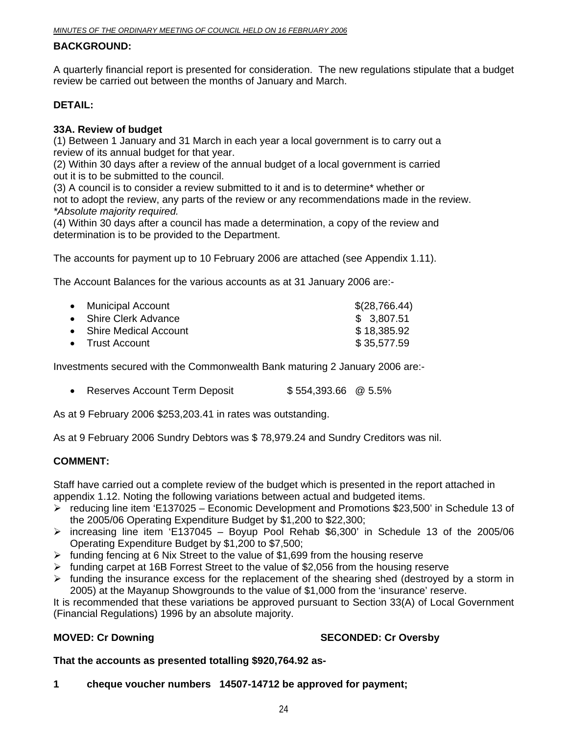**BACKGROUND:**

A quarterly financial report is presented for consideration. The new regulations stipulate that a budget review be carried out between the months of January and March.

**DETAIL:**

**33A. Review of budget**
(1) Between 1 January and 31 March in each year a local government is to carry out a review of its annual budget for that year.
(2) Within 30 days after a review of the annual budget of a local government is carried out it is to be submitted to the council.
(3) A council is to consider a review submitted to it and is to determine* whether or not to adopt the review, any parts of the review or any recommendations made in the review.
*\*Absolute majority required.*
(4) Within 30 days after a council has made a determination, a copy of the review and determination is to be provided to the Department.

The accounts for payment up to 10 February 2006 are attached (see Appendix 1.11).

The Account Balances for the various accounts as at 31 January 2006 are:-

| | |
|---|---|
| • Municipal Account | $(28,766.44) |
| • Shire Clerk Advance | $ 3,807.51 |
| • Shire Medical Account | $ 18,385.92 |
| • Trust Account | $ 35,577.59 |

Investments secured with the Commonwealth Bank maturing 2 January 2006 are:-

- Reserves Account Term Deposit $ 554,393.66 @ 5.5%

As at 9 February 2006 $253,203.41 in rates was outstanding.

As at 9 February 2006 Sundry Debtors was $ 78,979.24 and Sundry Creditors was nil.

**COMMENT:**

Staff have carried out a complete review of the budget which is presented in the report attached in appendix 1.12. Noting the following variations between actual and budgeted items.

- reducing line item 'E137025 – Economic Development and Promotions $23,500' in Schedule 13 of the 2005/06 Operating Expenditure Budget by $1,200 to $22,300;
- increasing line item 'E137045 – Boyup Pool Rehab $6,300' in Schedule 13 of the 2005/06 Operating Expenditure Budget by $1,200 to $7,500;
- funding fencing at 6 Nix Street to the value of $1,699 from the housing reserve
- funding carpet at 16B Forrest Street to the value of $2,056 from the housing reserve
- funding the insurance excess for the replacement of the shearing shed (destroyed by a storm in 2005) at the Mayanup Showgrounds to the value of $1,000 from the 'insurance' reserve.

It is recommended that these variations be approved pursuant to Section 33(A) of Local Government (Financial Regulations) 1996 by an absolute majority.

**MOVED: Cr Downing** **SECONDED: Cr Oversby**

**That the accounts as presented totalling $920,764.92 as-**

**1 cheque voucher numbers 14507-14712 be approved for payment;**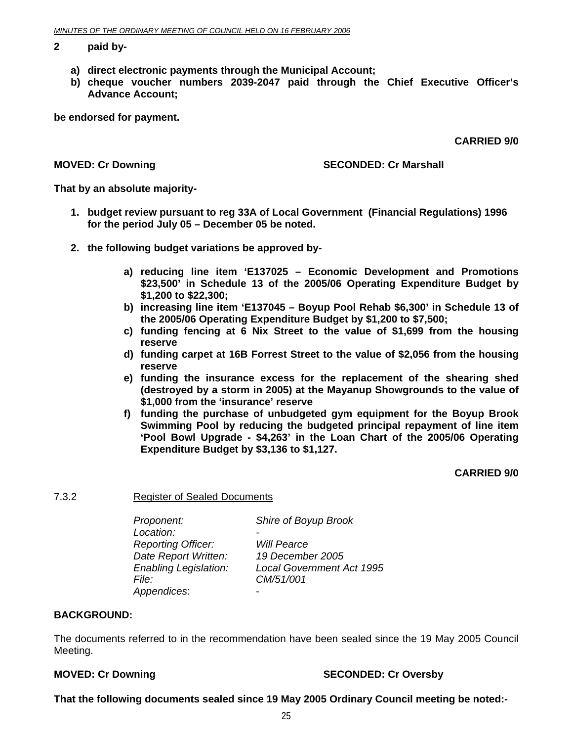**2 paid by-**

**a) direct electronic payments through the Municipal Account;**
**b) cheque voucher numbers 2039-2047 paid through the Chief Executive Officer's Advance Account;**

**be endorsed for payment.**

**CARRIED 9/0**

**MOVED: Cr Downing SECONDED: Cr Marshall**

**That by an absolute majority-**

1. **budget review pursuant to reg 33A of Local Government (Financial Regulations) 1996 for the period July 05 – December 05 be noted.**

2. **the following budget variations be approved by-**

   a) **reducing line item 'E137025 – Economic Development and Promotions $23,500' in Schedule 13 of the 2005/06 Operating Expenditure Budget by $1,200 to $22,300;**
   b) **increasing line item 'E137045 – Boyup Pool Rehab $6,300' in Schedule 13 of the 2005/06 Operating Expenditure Budget by $1,200 to $7,500;**
   c) **funding fencing at 6 Nix Street to the value of $1,699 from the housing reserve**
   d) **funding carpet at 16B Forrest Street to the value of $2,056 from the housing reserve**
   e) **funding the insurance excess for the replacement of the shearing shed (destroyed by a storm in 2005) at the Mayanup Showgrounds to the value of $1,000 from the 'insurance' reserve**
   f) **funding the purchase of unbudgeted gym equipment for the Boyup Brook Swimming Pool by reducing the budgeted principal repayment of line item 'Pool Bowl Upgrade - $4,263' in the Loan Chart of the 2005/06 Operating Expenditure Budget by $3,136 to $1,127.**

**CARRIED 9/0**

7.3.2 Register of Sealed Documents

*Proponent:* *Shire of Boyup Brook*
*Location:* -
*Reporting Officer:* *Will Pearce*
*Date Report Written:* *19 December 2005*
*Enabling Legislation:* *Local Government Act 1995*
*File:* *CM/51/001*
*Appendices*: -

**BACKGROUND:**

The documents referred to in the recommendation have been sealed since the 19 May 2005 Council Meeting.

**MOVED: Cr Downing SECONDED: Cr Oversby**

**That the following documents sealed since 19 May 2005 Ordinary Council meeting be noted:-**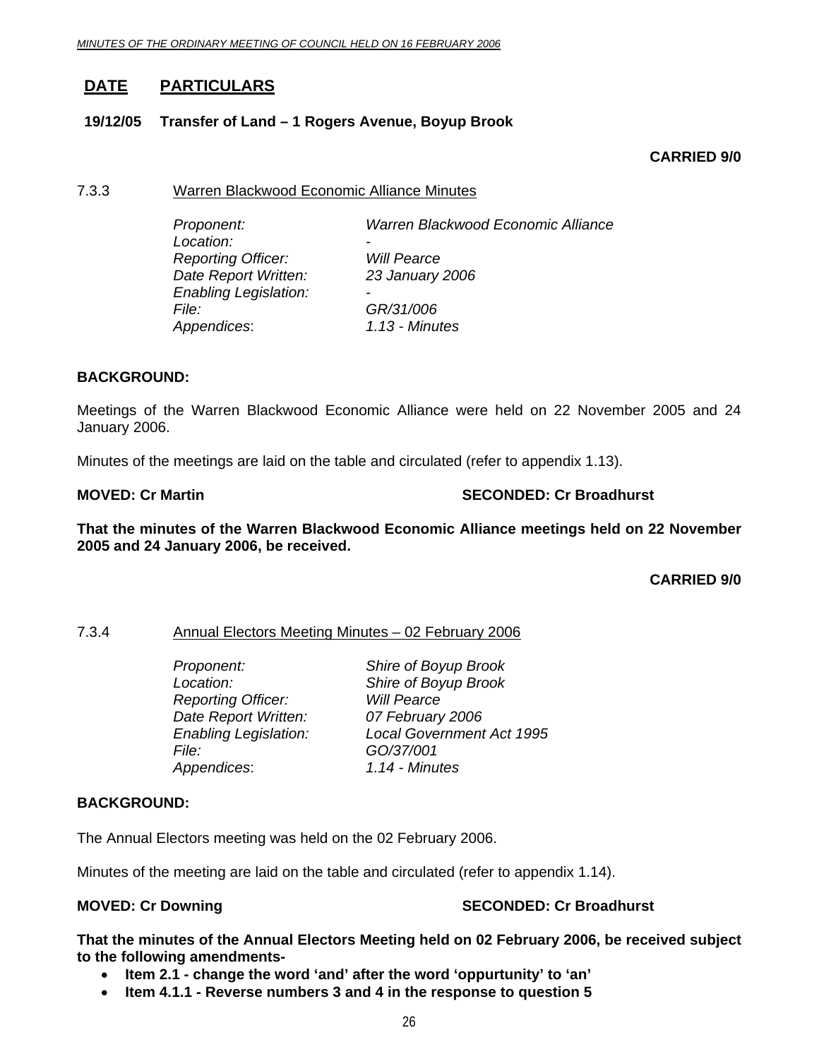| DATE | PARTICULARS |
|---|---|
| 19/12/05 | Transfer of Land – 1 Rogers Avenue, Boyup Brook |

**CARRIED 9/0**

7.3.3 Warren Blackwood Economic Alliance Minutes

*Proponent:* *Warren Blackwood Economic Alliance*
*Location:* -
*Reporting Officer:* *Will Pearce*
*Date Report Written:* *23 January 2006*
*Enabling Legislation:* -
*File:* *GR/31/006*
*Appendices*: *1.13 - Minutes*

**BACKGROUND:**

Meetings of the Warren Blackwood Economic Alliance were held on 22 November 2005 and 24 January 2006.

Minutes of the meetings are laid on the table and circulated (refer to appendix 1.13).

**MOVED: Cr Martin SECONDED: Cr Broadhurst**

**That the minutes of the Warren Blackwood Economic Alliance meetings held on 22 November 2005 and 24 January 2006, be received.**

**CARRIED 9/0**

7.3.4 Annual Electors Meeting Minutes – 02 February 2006

*Proponent:* *Shire of Boyup Brook*
*Location:* *Shire of Boyup Brook*
*Reporting Officer:* *Will Pearce*
*Date Report Written:* *07 February 2006*
*Enabling Legislation:* *Local Government Act 1995*
*File:* *GO/37/001*
*Appendices*: *1.14 - Minutes*

**BACKGROUND:**

The Annual Electors meeting was held on the 02 February 2006.

Minutes of the meeting are laid on the table and circulated (refer to appendix 1.14).

**MOVED: Cr Downing SECONDED: Cr Broadhurst**

**That the minutes of the Annual Electors Meeting held on 02 February 2006, be received subject to the following amendments-**

- **Item 2.1 - change the word 'and' after the word 'oppurtunity' to 'an'**
- **Item 4.1.1 - Reverse numbers 3 and 4 in the response to question 5**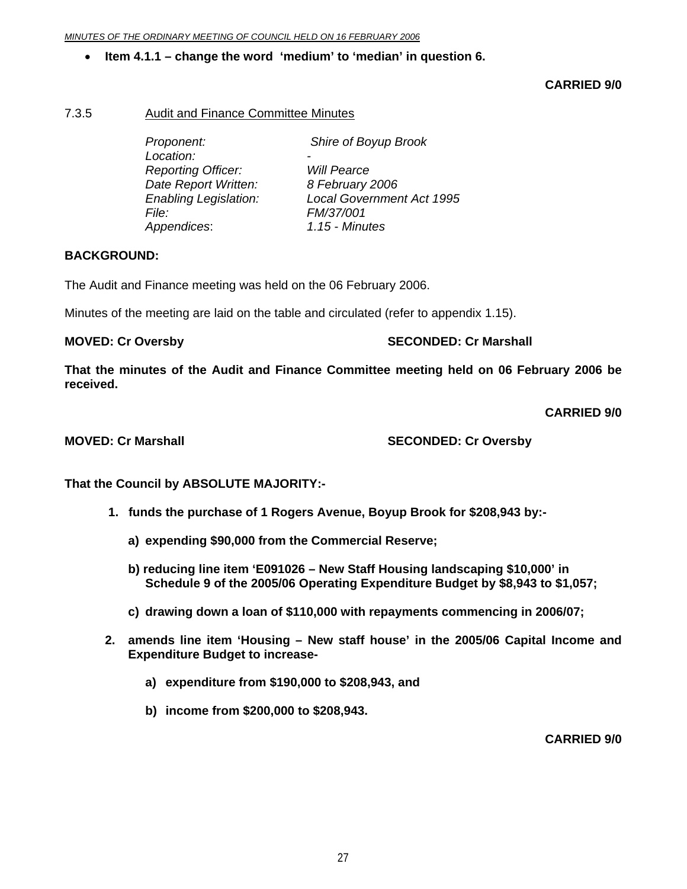- **Item 4.1.1 – change the word 'medium' to 'median' in question 6.**

**CARRIED 9/0**

7.3.5 Audit and Finance Committee Minutes

*Proponent:* *Shire of Boyup Brook*
*Location:* -
*Reporting Officer:* *Will Pearce*
*Date Report Written:* *8 February 2006*
*Enabling Legislation:* *Local Government Act 1995*
*File:* *FM/37/001*
*Appendices*: *1.15 - Minutes*

**BACKGROUND:**

The Audit and Finance meeting was held on the 06 February 2006.

Minutes of the meeting are laid on the table and circulated (refer to appendix 1.15).

**MOVED: Cr Oversby SECONDED: Cr Marshall**

**That the minutes of the Audit and Finance Committee meeting held on 06 February 2006 be received.**

**CARRIED 9/0**

**MOVED: Cr Marshall SECONDED: Cr Oversby**

**That the Council by ABSOLUTE MAJORITY:-**

1. **funds the purchase of 1 Rogers Avenue, Boyup Brook for $208,943 by:-**

   **a) expending $90,000 from the Commercial Reserve;**

   **b) reducing line item 'E091026 – New Staff Housing landscaping $10,000' in Schedule 9 of the 2005/06 Operating Expenditure Budget by $8,943 to $1,057;**

   **c) drawing down a loan of $110,000 with repayments commencing in 2006/07;**

2. **amends line item 'Housing – New staff house' in the 2005/06 Capital Income and Expenditure Budget to increase-**

   **a) expenditure from $190,000 to $208,943, and**

   **b) income from $200,000 to $208,943.**

**CARRIED 9/0**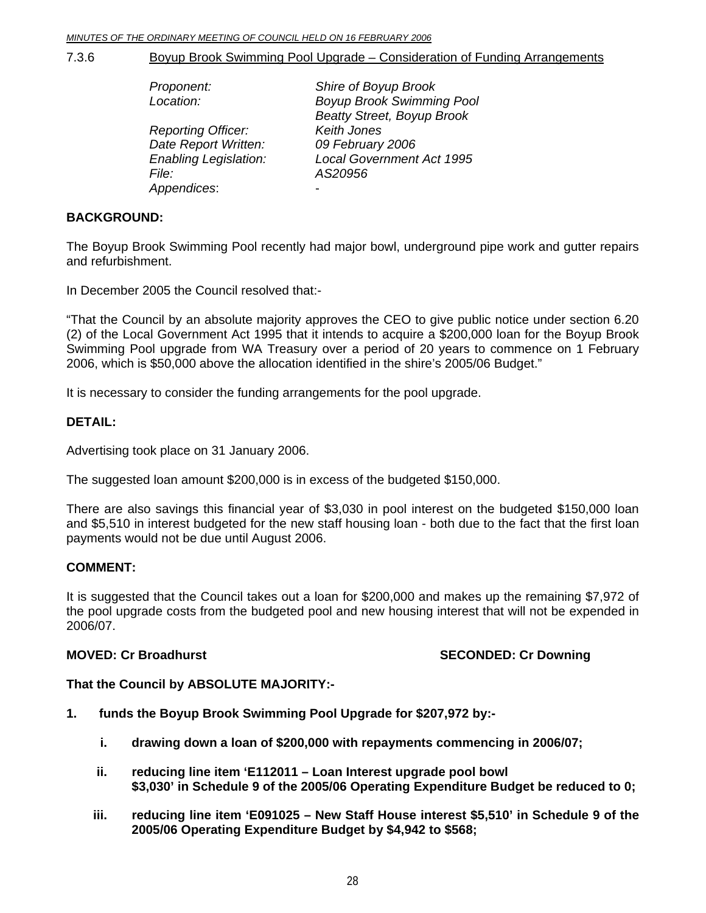### 7.3.6 Boyup Brook Swimming Pool Upgrade – Consideration of Funding Arrangements

| | |
|---|---|
| *Proponent:* | *Shire of Boyup Brook* |
| *Location:* | *Boyup Brook Swimming Pool* |
| | *Beatty Street, Boyup Brook* |
| *Reporting Officer:* | *Keith Jones* |
| *Date Report Written:* | *09 February 2006* |
| *Enabling Legislation:* | *Local Government Act 1995* |
| *File:* | *AS20956* |
| *Appendices:* | - |

**BACKGROUND:**

The Boyup Brook Swimming Pool recently had major bowl, underground pipe work and gutter repairs and refurbishment.

In December 2005 the Council resolved that:-

"That the Council by an absolute majority approves the CEO to give public notice under section 6.20 (2) of the Local Government Act 1995 that it intends to acquire a $200,000 loan for the Boyup Brook Swimming Pool upgrade from WA Treasury over a period of 20 years to commence on 1 February 2006, which is $50,000 above the allocation identified in the shire's 2005/06 Budget."

It is necessary to consider the funding arrangements for the pool upgrade.

**DETAIL:**

Advertising took place on 31 January 2006.

The suggested loan amount $200,000 is in excess of the budgeted $150,000.

There are also savings this financial year of $3,030 in pool interest on the budgeted $150,000 loan and $5,510 in interest budgeted for the new staff housing loan - both due to the fact that the first loan payments would not be due until August 2006.

**COMMENT:**

It is suggested that the Council takes out a loan for $200,000 and makes up the remaining $7,972 of the pool upgrade costs from the budgeted pool and new housing interest that will not be expended in 2006/07.

**MOVED: Cr Broadhurst** **SECONDED: Cr Downing**

**That the Council by ABSOLUTE MAJORITY:-**

**1. funds the Boyup Brook Swimming Pool Upgrade for $207,972 by:-**

  **i. drawing down a loan of $200,000 with repayments commencing in 2006/07;**

  **ii. reducing line item 'E112011 – Loan Interest upgrade pool bowl $3,030' in Schedule 9 of the 2005/06 Operating Expenditure Budget be reduced to 0;**

  **iii. reducing line item 'E091025 – New Staff House interest $5,510' in Schedule 9 of the 2005/06 Operating Expenditure Budget by $4,942 to $568;**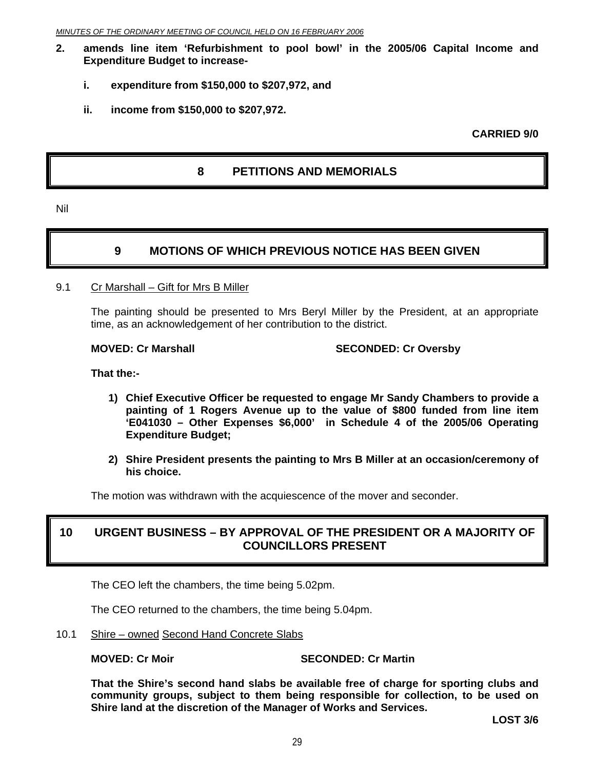**2. amends line item 'Refurbishment to pool bowl' in the 2005/06 Capital Income and Expenditure Budget to increase-**

   **i. expenditure from $150,000 to $207,972, and**

   **ii. income from $150,000 to $207,972.**

**CARRIED 9/0**

# 8 PETITIONS AND MEMORIALS

Nil

# 9 MOTIONS OF WHICH PREVIOUS NOTICE HAS BEEN GIVEN

9.1 Cr Marshall – Gift for Mrs B Miller

The painting should be presented to Mrs Beryl Miller by the President, at an appropriate time, as an acknowledgement of her contribution to the district.

**MOVED: Cr Marshall** **SECONDED: Cr Oversby**

**That the:-**

1) **Chief Executive Officer be requested to engage Mr Sandy Chambers to provide a painting of 1 Rogers Avenue up to the value of $800 funded from line item 'E041030 – Other Expenses $6,000' in Schedule 4 of the 2005/06 Operating Expenditure Budget;**

2) **Shire President presents the painting to Mrs B Miller at an occasion/ceremony of his choice.**

The motion was withdrawn with the acquiescence of the mover and seconder.

# 10 URGENT BUSINESS – BY APPROVAL OF THE PRESIDENT OR A MAJORITY OF COUNCILLORS PRESENT

The CEO left the chambers, the time being 5.02pm.

The CEO returned to the chambers, the time being 5.04pm.

10.1 Shire – owned Second Hand Concrete Slabs

**MOVED: Cr Moir** **SECONDED: Cr Martin**

**That the Shire's second hand slabs be available free of charge for sporting clubs and community groups, subject to them being responsible for collection, to be used on Shire land at the discretion of the Manager of Works and Services.**

**LOST 3/6**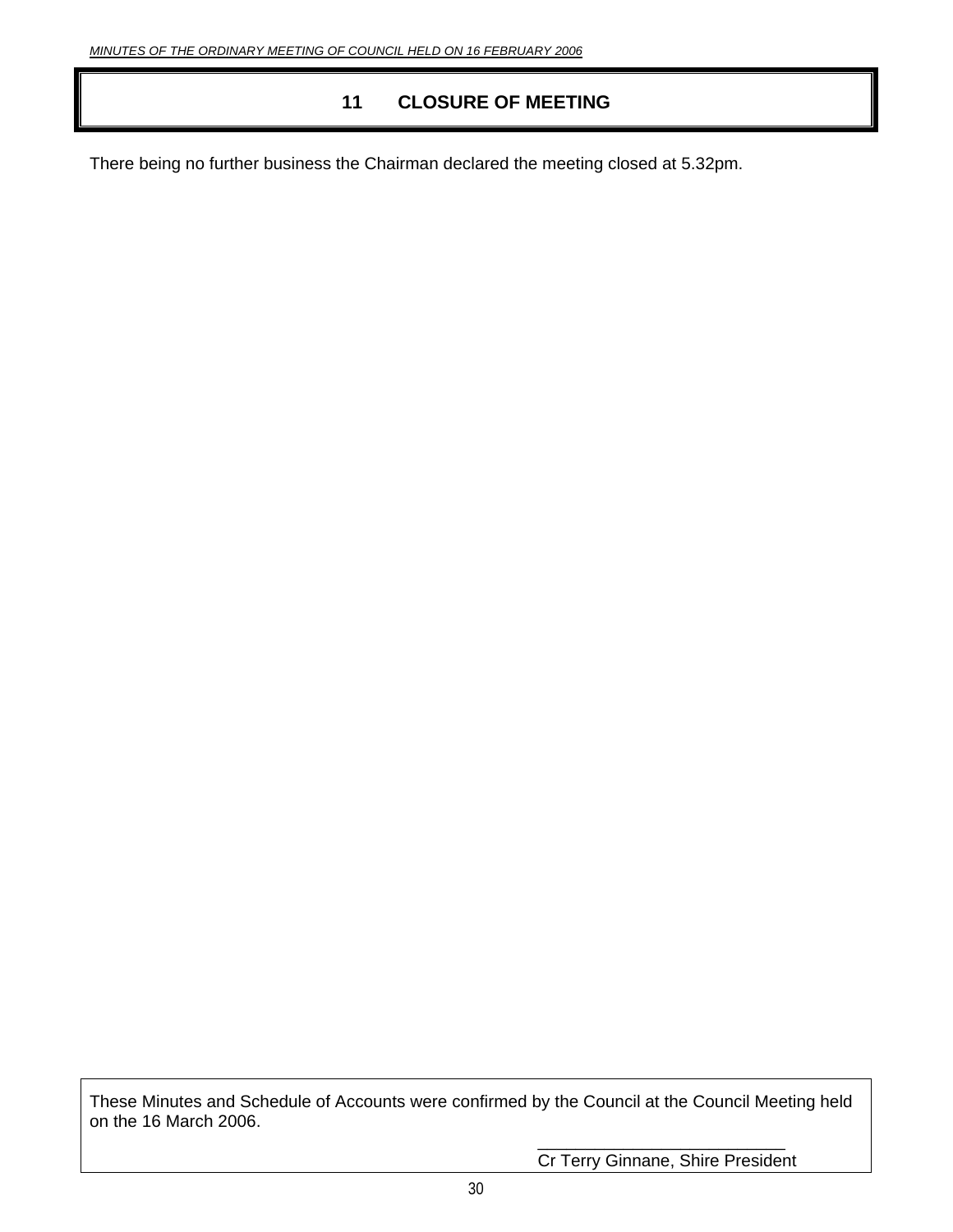# 11 CLOSURE OF MEETING

There being no further business the Chairman declared the meeting closed at 5.32pm.

These Minutes and Schedule of Accounts were confirmed by the Council at the Council Meeting held on the 16 March 2006.

\_\_\_\_\_\_\_\_\_\_\_\_\_\_\_\_\_\_\_\_\_\_\_\_\_\_\_

Cr Terry Ginnane, Shire President